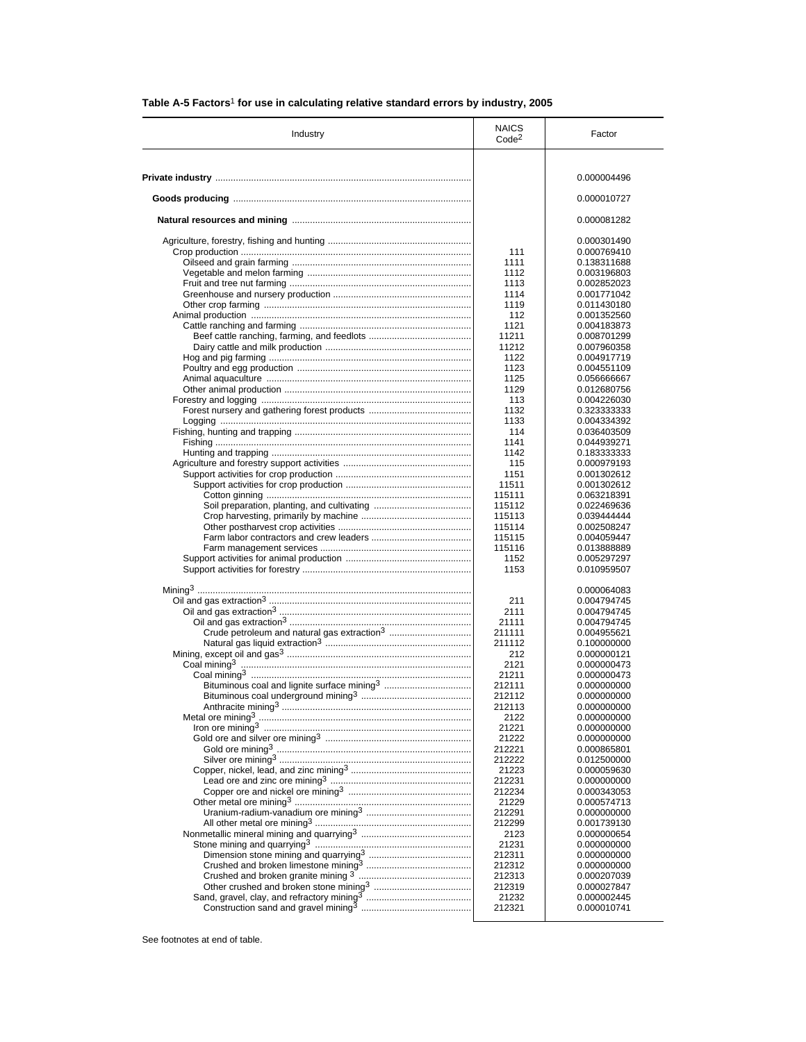**Table A-5 Factors[1] for use in calculating relative standard errors by industry, 2005**

| Industry | NAICS Code[2] | Factor |
|---|---|---|
| **Private industry** | | 0.000004496 |
| **Goods producing** | | 0.000010727 |
| **Natural resources and mining** | | 0.000081282 |
| Agriculture, forestry, fishing and hunting | | 0.000301490 |
| Crop production | 111 | 0.000769410 |
| Oilseed and grain farming | 1111 | 0.138311688 |
| Vegetable and melon farming | 1112 | 0.003196803 |
| Fruit and tree nut farming | 1113 | 0.002852023 |
| Greenhouse and nursery production | 1114 | 0.001771042 |
| Other crop farming | 1119 | 0.011430180 |
| Animal production | 112 | 0.001352560 |
| Cattle ranching and farming | 1121 | 0.004183873 |
| Beef cattle ranching, farming, and feedlots | 11211 | 0.008701299 |
| Dairy cattle and milk production | 11212 | 0.007960358 |
| Hog and pig farming | 1122 | 0.004917719 |
| Poultry and egg production | 1123 | 0.004551109 |
| Animal aquaculture | 1125 | 0.056666667 |
| Other animal production | 1129 | 0.012680756 |
| Forestry and logging | 113 | 0.004226030 |
| Forest nursery and gathering forest products | 1132 | 0.323333333 |
| Logging | 1133 | 0.004334392 |
| Fishing, hunting and trapping | 114 | 0.036403509 |
| Fishing | 1141 | 0.044939271 |
| Hunting and trapping | 1142 | 0.183333333 |
| Agriculture and forestry support activities | 115 | 0.000979193 |
| Support activities for crop production | 1151 | 0.001302612 |
| Support activities for crop production | 11511 | 0.001302612 |
| Cotton ginning | 115111 | 0.063218391 |
| Soil preparation, planting, and cultivating | 115112 | 0.022469636 |
| Crop harvesting, primarily by machine | 115113 | 0.039444444 |
| Other postharvest crop activities | 115114 | 0.002508247 |
| Farm labor contractors and crew leaders | 115115 | 0.004059447 |
| Farm management services | 115116 | 0.013888889 |
| Support activities for animal production | 1152 | 0.005297297 |
| Support activities for forestry | 1153 | 0.010959507 |
| Mining[3] | | 0.000064083 |
| Oil and gas extraction[3] | 211 | 0.004794745 |
| Oil and gas extraction[3] | 2111 | 0.004794745 |
| Oil and gas extraction[3] | 21111 | 0.004794745 |
| Crude petroleum and natural gas extraction[3] | 211111 | 0.004955621 |
| Natural gas liquid extraction[3] | 211112 | 0.100000000 |
| Mining, except oil and gas[3] | 212 | 0.000000121 |
| Coal mining[3] | 2121 | 0.000000473 |
| Coal mining[3] | 21211 | 0.000000473 |
| Bituminous coal and lignite surface mining[3] | 212111 | 0.000000000 |
| Bituminous coal underground mining[3] | 212112 | 0.000000000 |
| Anthracite mining[3] | 212113 | 0.000000000 |
| Metal ore mining[3] | 2122 | 0.000000000 |
| Iron ore mining[3] | 21221 | 0.000000000 |
| Gold ore and silver ore mining[3] | 21222 | 0.000000000 |
| Gold ore mining[3] | 212221 | 0.000865801 |
| Silver ore mining[3] | 212222 | 0.012500000 |
| Copper, nickel, lead, and zinc mining[3] | 21223 | 0.000059630 |
| Lead ore and zinc ore mining[3] | 212231 | 0.000000000 |
| Copper ore and nickel ore mining[3] | 212234 | 0.000343053 |
| Other metal ore mining[3] | 21229 | 0.000574713 |
| Uranium-radium-vanadium ore mining[3] | 212291 | 0.000000000 |
| All other metal ore mining[3] | 212299 | 0.001739130 |
| Nonmetallic mineral mining and quarrying[3] | 2123 | 0.000000654 |
| Stone mining and quarrying[3] | 21231 | 0.000000000 |
| Dimension stone mining and quarrying[3] | 212311 | 0.000000000 |
| Crushed and broken limestone mining[3] | 212312 | 0.000000000 |
| Crushed and broken granite mining [3] | 212313 | 0.000207039 |
| Other crushed and broken stone mining[3] | 212319 | 0.000027847 |
| Sand, gravel, clay, and refractory mining[3] | 21232 | 0.000002445 |
| Construction sand and gravel mining[3] | 212321 | 0.000010741 |

See footnotes at end of table.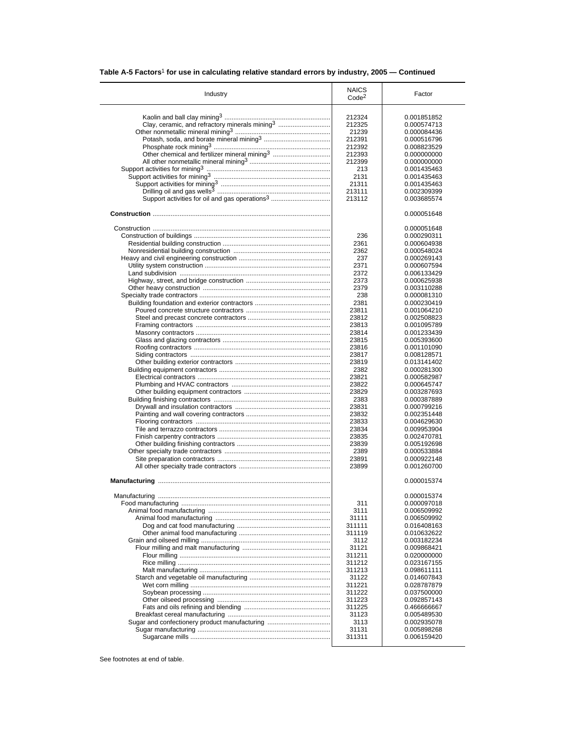## Table A-5 Factors[1] for use in calculating relative standard errors by industry, 2005 — Continued

| Industry | NAICS Code[2] | Factor |
|---|---|---|
| Kaolin and ball clay mining[3] | 212324 | 0.001851852 |
| Clay, ceramic, and refractory minerals mining[3] | 212325 | 0.000574713 |
| Other nonmetallic mineral mining[3] | 21239 | 0.000084436 |
| Potash, soda, and borate mineral mining[3] | 212391 | 0.000516796 |
| Phosphate rock mining[3] | 212392 | 0.008823529 |
| Other chemical and fertilizer mineral mining[3] | 212393 | 0.000000000 |
| All other nonmetallic mineral mining[3] | 212399 | 0.000000000 |
| Support activities for mining[3] | 213 | 0.001435463 |
| Support activities for mining[3] | 2131 | 0.001435463 |
| Support activities for mining[3] | 21311 | 0.001435463 |
| Drilling oil and gas wells[3] | 213111 | 0.002309399 |
| Support activities for oil and gas operations[3] | 213112 | 0.003685574 |
| **Construction** | | 0.000051648 |
| Construction | | 0.000051648 |
| Construction of buildings | 236 | 0.000290311 |
| Residential building construction | 2361 | 0.000604938 |
| Nonresidential building construction | 2362 | 0.000548024 |
| Heavy and civil engineering construction | 237 | 0.000269143 |
| Utility system construction | 2371 | 0.000607594 |
| Land subdivision | 2372 | 0.006133429 |
| Highway, street, and bridge construction | 2373 | 0.000625938 |
| Other heavy construction | 2379 | 0.003110288 |
| Specialty trade contractors | 238 | 0.000081310 |
| Building foundation and exterior contractors | 2381 | 0.000230419 |
| Poured concrete structure contractors | 23811 | 0.001064210 |
| Steel and precast concrete contractors | 23812 | 0.002508823 |
| Framing contractors | 23813 | 0.001095789 |
| Masonry contractors | 23814 | 0.001233439 |
| Glass and glazing contractors | 23815 | 0.005393600 |
| Roofing contractors | 23816 | 0.001101090 |
| Siding contractors | 23817 | 0.008128571 |
| Other building exterior contractors | 23819 | 0.013141402 |
| Building equipment contractors | 2382 | 0.000281300 |
| Electrical contractors | 23821 | 0.000582987 |
| Plumbing and HVAC contractors | 23822 | 0.000645747 |
| Other building equipment contractors | 23829 | 0.003287693 |
| Building finishing contractors | 2383 | 0.000387889 |
| Drywall and insulation contractors | 23831 | 0.000799216 |
| Painting and wall covering contractors | 23832 | 0.002351448 |
| Flooring contractors | 23833 | 0.004629630 |
| Tile and terrazzo contractors | 23834 | 0.009953904 |
| Finish carpentry contractors | 23835 | 0.002470781 |
| Other building finishing contractors | 23839 | 0.005192698 |
| Other specialty trade contractors | 2389 | 0.000533884 |
| Site preparation contractors | 23891 | 0.000922148 |
| All other specialty trade contractors | 23899 | 0.001260700 |
| **Manufacturing** | | 0.000015374 |
| Manufacturing | | 0.000015374 |
| Food manufacturing | 311 | 0.000097018 |
| Animal food manufacturing | 3111 | 0.006509992 |
| Animal food manufacturing | 31111 | 0.006509992 |
| Dog and cat food manufacturing | 311111 | 0.016408163 |
| Other animal food manufacturing | 311119 | 0.010632622 |
| Grain and oilseed milling | 3112 | 0.003182234 |
| Flour milling and malt manufacturing | 31121 | 0.009868421 |
| Flour milling | 311211 | 0.020000000 |
| Rice milling | 311212 | 0.023167155 |
| Malt manufacturing | 311213 | 0.098611111 |
| Starch and vegetable oil manufacturing | 31122 | 0.014607843 |
| Wet corn milling | 311221 | 0.028787879 |
| Soybean processing | 311222 | 0.037500000 |
| Other oilseed processing | 311223 | 0.092857143 |
| Fats and oils refining and blending | 311225 | 0.466666667 |
| Breakfast cereal manufacturing | 31123 | 0.005489530 |
| Sugar and confectionery product manufacturing | 3113 | 0.002935078 |
| Sugar manufacturing | 31131 | 0.005898268 |
| Sugarcane mills | 311311 | 0.006159420 |

See footnotes at end of table.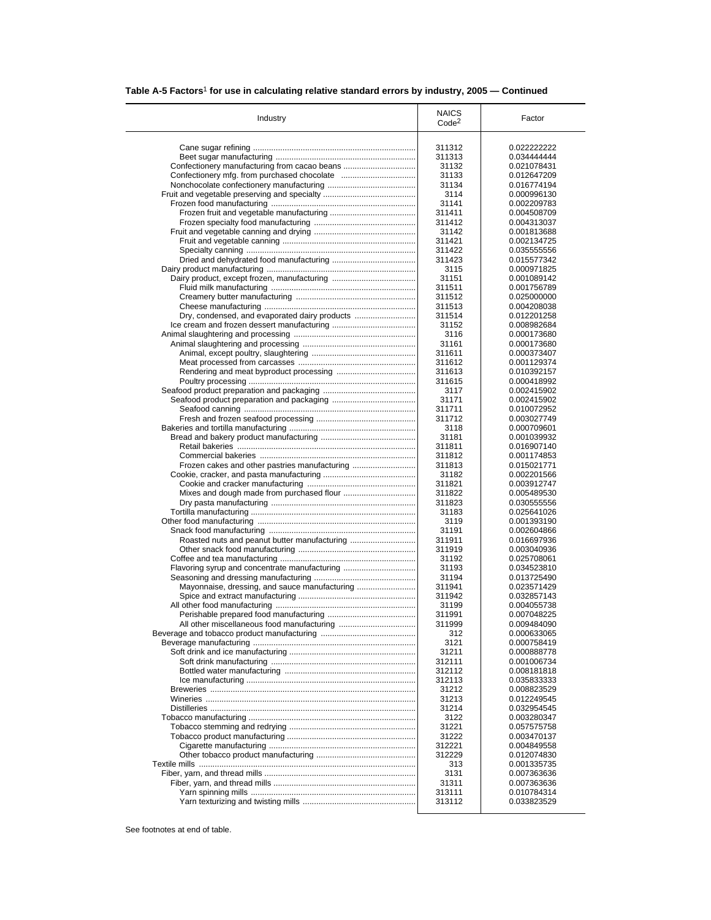**Table A-5 Factors[1] for use in calculating relative standard errors by industry, 2005 — Continued**

| Industry | NAICS Code[2] | Factor |
|---|---|---|
| Cane sugar refining | 311312 | 0.022222222 |
| Beet sugar manufacturing | 311313 | 0.034444444 |
| Confectionery manufacturing from cacao beans | 31132 | 0.021078431 |
| Confectionery mfg. from purchased chocolate | 31133 | 0.012647209 |
| Nonchocolate confectionery manufacturing | 31134 | 0.016774194 |
| Fruit and vegetable preserving and specialty | 3114 | 0.000996130 |
| Frozen food manufacturing | 31141 | 0.002209783 |
| Frozen fruit and vegetable manufacturing | 311411 | 0.004508709 |
| Frozen specialty food manufacturing | 311412 | 0.004313037 |
| Fruit and vegetable canning and drying | 31142 | 0.001813688 |
| Fruit and vegetable canning | 311421 | 0.002134725 |
| Specialty canning | 311422 | 0.035555556 |
| Dried and dehydrated food manufacturing | 311423 | 0.015577342 |
| Dairy product manufacturing | 3115 | 0.000971825 |
| Dairy product, except frozen, manufacturing | 31151 | 0.001089142 |
| Fluid milk manufacturing | 311511 | 0.001756789 |
| Creamery butter manufacturing | 311512 | 0.025000000 |
| Cheese manufacturing | 311513 | 0.004208038 |
| Dry, condensed, and evaporated dairy products | 311514 | 0.012201258 |
| Ice cream and frozen dessert manufacturing | 31152 | 0.008982684 |
| Animal slaughtering and processing | 3116 | 0.000173680 |
| Animal slaughtering and processing | 31161 | 0.000173680 |
| Animal, except poultry, slaughtering | 311611 | 0.000373407 |
| Meat processed from carcasses | 311612 | 0.001129374 |
| Rendering and meat byproduct processing | 311613 | 0.010392157 |
| Poultry processing | 311615 | 0.000418992 |
| Seafood product preparation and packaging | 3117 | 0.002415902 |
| Seafood product preparation and packaging | 31171 | 0.002415902 |
| Seafood canning | 311711 | 0.010072952 |
| Fresh and frozen seafood processing | 311712 | 0.003027749 |
| Bakeries and tortilla manufacturing | 3118 | 0.000709601 |
| Bread and bakery product manufacturing | 31181 | 0.001039932 |
| Retail bakeries | 311811 | 0.016907140 |
| Commercial bakeries | 311812 | 0.001174853 |
| Frozen cakes and other pastries manufacturing | 311813 | 0.015021771 |
| Cookie, cracker, and pasta manufacturing | 31182 | 0.002201566 |
| Cookie and cracker manufacturing | 311821 | 0.003912747 |
| Mixes and dough made from purchased flour | 311822 | 0.005489530 |
| Dry pasta manufacturing | 311823 | 0.030555556 |
| Tortilla manufacturing | 31183 | 0.025641026 |
| Other food manufacturing | 3119 | 0.001393190 |
| Snack food manufacturing | 31191 | 0.002604866 |
| Roasted nuts and peanut butter manufacturing | 311911 | 0.016697936 |
| Other snack food manufacturing | 311919 | 0.003040936 |
| Coffee and tea manufacturing | 31192 | 0.025708061 |
| Flavoring syrup and concentrate manufacturing | 31193 | 0.034523810 |
| Seasoning and dressing manufacturing | 31194 | 0.013725490 |
| Mayonnaise, dressing, and sauce manufacturing | 311941 | 0.023571429 |
| Spice and extract manufacturing | 311942 | 0.032857143 |
| All other food manufacturing | 31199 | 0.004055738 |
| Perishable prepared food manufacturing | 311991 | 0.007048225 |
| All other miscellaneous food manufacturing | 311999 | 0.009484090 |
| Beverage and tobacco product manufacturing | 312 | 0.000633065 |
| Beverage manufacturing | 3121 | 0.000758419 |
| Soft drink and ice manufacturing | 31211 | 0.000888778 |
| Soft drink manufacturing | 312111 | 0.001006734 |
| Bottled water manufacturing | 312112 | 0.008181818 |
| Ice manufacturing | 312113 | 0.035833333 |
| Breweries | 31212 | 0.008823529 |
| Wineries | 31213 | 0.012249545 |
| Distilleries | 31214 | 0.032954545 |
| Tobacco manufacturing | 3122 | 0.003280347 |
| Tobacco stemming and redrying | 31221 | 0.057575758 |
| Tobacco product manufacturing | 31222 | 0.003470137 |
| Cigarette manufacturing | 312221 | 0.004849558 |
| Other tobacco product manufacturing | 312229 | 0.012074830 |
| Textile mills | 313 | 0.001335735 |
| Fiber, yarn, and thread mills | 3131 | 0.007363636 |
| Fiber, yarn, and thread mills | 31311 | 0.007363636 |
| Yarn spinning mills | 313111 | 0.010784314 |
| Yarn texturizing and twisting mills | 313112 | 0.033823529 |

See footnotes at end of table.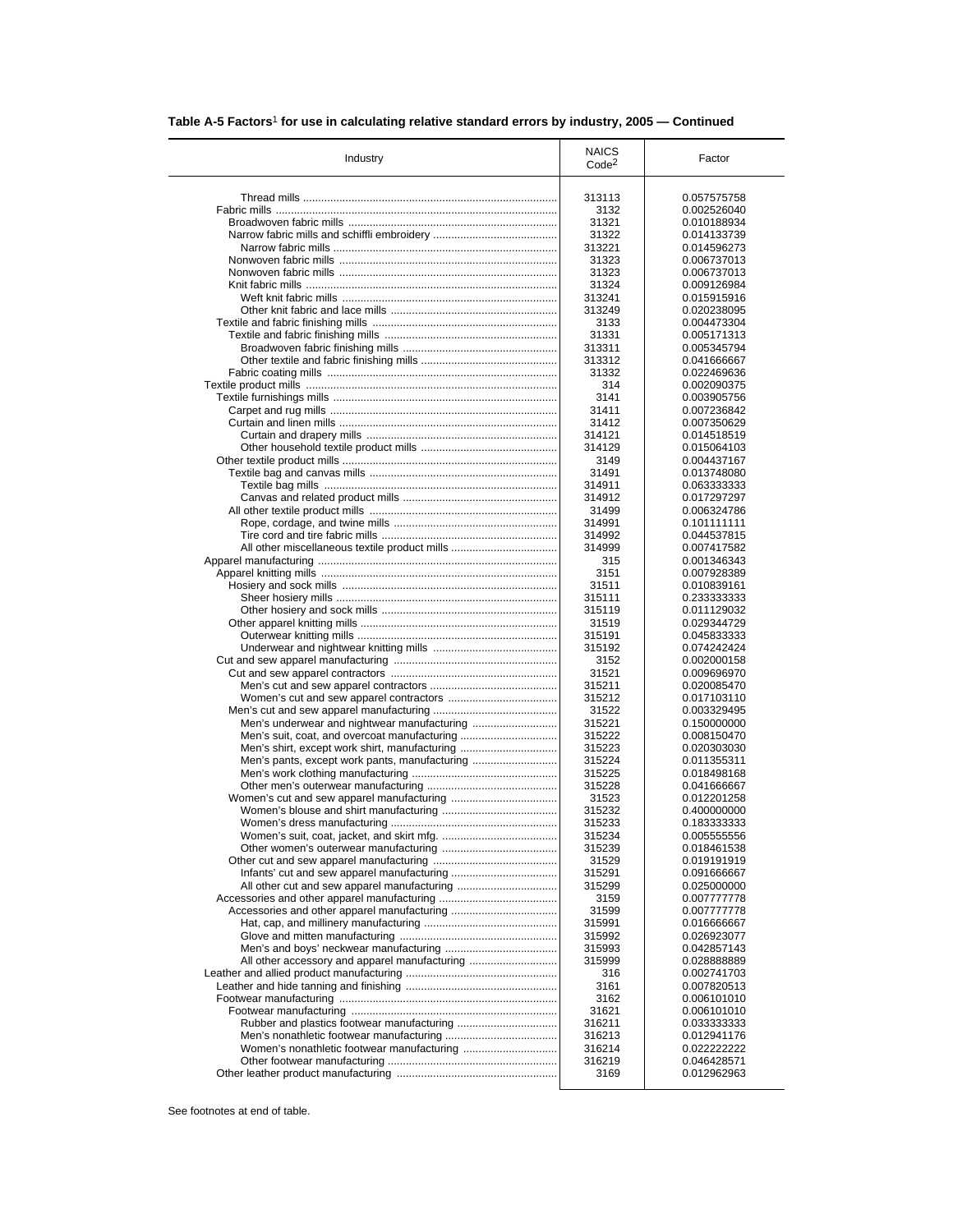## Table A-5 Factors[1] for use in calculating relative standard errors by industry, 2005 — Continued

| Industry | NAICS Code[2] | Factor |
|---|---|---|
| Thread mills | 313113 | 0.057575758 |
| Fabric mills | 3132 | 0.002526040 |
| Broadwoven fabric mills | 31321 | 0.010188934 |
| Narrow fabric mills and schiffli embroidery | 31322 | 0.014133739 |
| Narrow fabric mills | 313221 | 0.014596273 |
| Nonwoven fabric mills | 31323 | 0.006737013 |
| Nonwoven fabric mills | 31323 | 0.006737013 |
| Knit fabric mills | 31324 | 0.009126984 |
| Weft knit fabric mills | 313241 | 0.015915916 |
| Other knit fabric and lace mills | 313249 | 0.020238095 |
| Textile and fabric finishing mills | 3133 | 0.004473304 |
| Textile and fabric finishing mills | 31331 | 0.005171313 |
| Broadwoven fabric finishing mills | 313311 | 0.005345794 |
| Other textile and fabric finishing mills | 313312 | 0.041666667 |
| Fabric coating mills | 31332 | 0.022469636 |
| Textile product mills | 314 | 0.002090375 |
| Textile furnishings mills | 3141 | 0.003905756 |
| Carpet and rug mills | 31411 | 0.007236842 |
| Curtain and linen mills | 31412 | 0.007350629 |
| Curtain and drapery mills | 314121 | 0.014518519 |
| Other household textile product mills | 314129 | 0.015064103 |
| Other textile product mills | 3149 | 0.004437167 |
| Textile bag and canvas mills | 31491 | 0.013748080 |
| Textile bag mills | 314911 | 0.063333333 |
| Canvas and related product mills | 314912 | 0.017297297 |
| All other textile product mills | 31499 | 0.006324786 |
| Rope, cordage, and twine mills | 314991 | 0.101111111 |
| Tire cord and tire fabric mills | 314992 | 0.044537815 |
| All other miscellaneous textile product mills | 314999 | 0.007417582 |
| Apparel manufacturing | 315 | 0.001346343 |
| Apparel knitting mills | 3151 | 0.007928389 |
| Hosiery and sock mills | 31511 | 0.010839161 |
| Sheer hosiery mills | 315111 | 0.233333333 |
| Other hosiery and sock mills | 315119 | 0.011129032 |
| Other apparel knitting mills | 31519 | 0.029344729 |
| Outerwear knitting mills | 315191 | 0.045833333 |
| Underwear and nightwear knitting mills | 315192 | 0.074242424 |
| Cut and sew apparel manufacturing | 3152 | 0.002000158 |
| Cut and sew apparel contractors | 31521 | 0.009696970 |
| Men's cut and sew apparel contractors | 315211 | 0.020085470 |
| Women's cut and sew apparel contractors | 315212 | 0.017103110 |
| Men's cut and sew apparel manufacturing | 31522 | 0.003329495 |
| Men's underwear and nightwear manufacturing | 315221 | 0.150000000 |
| Men's suit, coat, and overcoat manufacturing | 315222 | 0.008150470 |
| Men's shirt, except work shirt, manufacturing | 315223 | 0.020303030 |
| Men's pants, except work pants, manufacturing | 315224 | 0.011355311 |
| Men's work clothing manufacturing | 315225 | 0.018498168 |
| Other men's outerwear manufacturing | 315228 | 0.041666667 |
| Women's cut and sew apparel manufacturing | 31523 | 0.012201258 |
| Women's blouse and shirt manufacturing | 315232 | 0.400000000 |
| Women's dress manufacturing | 315233 | 0.183333333 |
| Women's suit, coat, jacket, and skirt mfg. | 315234 | 0.005555556 |
| Other women's outerwear manufacturing | 315239 | 0.018461538 |
| Other cut and sew apparel manufacturing | 31529 | 0.019191919 |
| Infants' cut and sew apparel manufacturing | 315291 | 0.091666667 |
| All other cut and sew apparel manufacturing | 315299 | 0.025000000 |
| Accessories and other apparel manufacturing | 3159 | 0.007777778 |
| Accessories and other apparel manufacturing | 31599 | 0.007777778 |
| Hat, cap, and millinery manufacturing | 315991 | 0.016666667 |
| Glove and mitten manufacturing | 315992 | 0.026923077 |
| Men's and boys' neckwear manufacturing | 315993 | 0.042857143 |
| All other accessory and apparel manufacturing | 315999 | 0.028888889 |
| Leather and allied product manufacturing | 316 | 0.002741703 |
| Leather and hide tanning and finishing | 3161 | 0.007820513 |
| Footwear manufacturing | 3162 | 0.006101010 |
| Footwear manufacturing | 31621 | 0.006101010 |
| Rubber and plastics footwear manufacturing | 316211 | 0.033333333 |
| Men's nonathletic footwear manufacturing | 316213 | 0.012941176 |
| Women's nonathletic footwear manufacturing | 316214 | 0.022222222 |
| Other footwear manufacturing | 316219 | 0.046428571 |
| Other leather product manufacturing | 3169 | 0.012962963 |

See footnotes at end of table.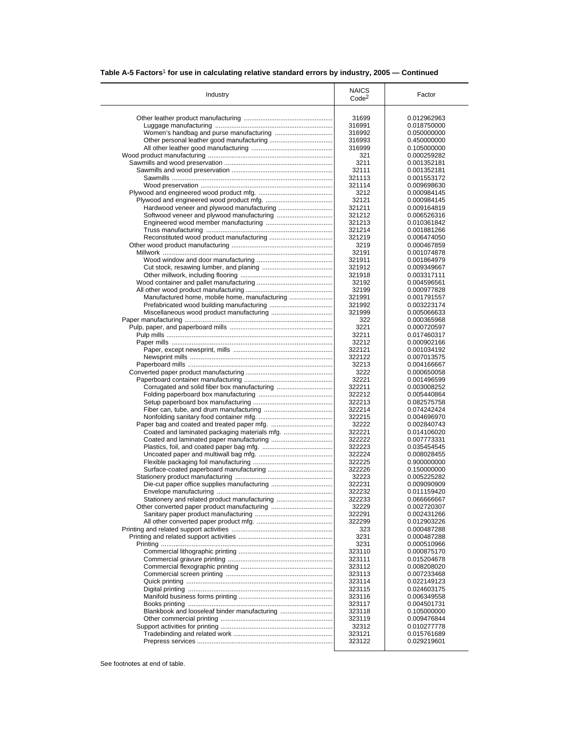**Table A-5 Factors[1] for use in calculating relative standard errors by industry, 2005 — Continued**

| Industry | NAICS Code[2] | Factor |
|---|---|---|
| Other leather product manufacturing | 31699 | 0.012962963 |
| Luggage manufacturing | 316991 | 0.018750000 |
| Women's handbag and purse manufacturing | 316992 | 0.050000000 |
| Other personal leather good manufacturing | 316993 | 0.450000000 |
| All other leather good manufacturing | 316999 | 0.105000000 |
| Wood product manufacturing | 321 | 0.000259282 |
| Sawmills and wood preservation | 3211 | 0.001352181 |
| Sawmills and wood preservation | 32111 | 0.001352181 |
| Sawmills | 321113 | 0.001553172 |
| Wood preservation | 321114 | 0.009698630 |
| Plywood and engineered wood product mfg. | 3212 | 0.000984145 |
| Plywood and engineered wood product mfg. | 32121 | 0.000984145 |
| Hardwood veneer and plywood manufacturing | 321211 | 0.009164819 |
| Softwood veneer and plywood manufacturing | 321212 | 0.006526316 |
| Engineered wood member manufacturing | 321213 | 0.010361842 |
| Truss manufacturing | 321214 | 0.001881266 |
| Reconstituted wood product manufacturing | 321219 | 0.006474050 |
| Other wood product manufacturing | 3219 | 0.000467859 |
| Millwork | 32191 | 0.001074878 |
| Wood window and door manufacturing | 321911 | 0.001864979 |
| Cut stock, resawing lumber, and planing | 321912 | 0.009349667 |
| Other millwork, including flooring | 321918 | 0.003317111 |
| Wood container and pallet manufacturing | 32192 | 0.004596561 |
| All other wood product manufacturing | 32199 | 0.000977828 |
| Manufactured home, mobile home, manufacturing | 321991 | 0.001791557 |
| Prefabricated wood building manufacturing | 321992 | 0.003223174 |
| Miscellaneous wood product manufacturing | 321999 | 0.005066633 |
| Paper manufacturing | 322 | 0.000365968 |
| Pulp, paper, and paperboard mills | 3221 | 0.000720597 |
| Pulp mills | 32211 | 0.017460317 |
| Paper mills | 32212 | 0.000902166 |
| Paper, except newsprint, mills | 322121 | 0.001034192 |
| Newsprint mills | 322122 | 0.007013575 |
| Paperboard mills | 32213 | 0.004166667 |
| Converted paper product manufacturing | 3222 | 0.000650058 |
| Paperboard container manufacturing | 32221 | 0.001496599 |
| Corrugated and solid fiber box manufacturing | 322211 | 0.003008252 |
| Folding paperboard box manufacturing | 322212 | 0.005440864 |
| Setup paperboard box manufacturing | 322213 | 0.082575758 |
| Fiber can, tube, and drum manufacturing | 322214 | 0.074242424 |
| Nonfolding sanitary food container mfg. | 322215 | 0.004696970 |
| Paper bag and coated and treated paper mfg. | 32222 | 0.002840743 |
| Coated and laminated packaging materials mfg. | 322221 | 0.014106020 |
| Coated and laminated paper manufacturing | 322222 | 0.007773331 |
| Plastics, foil, and coated paper bag mfg. | 322223 | 0.035454545 |
| Uncoated paper and multiwall bag mfg. | 322224 | 0.008028455 |
| Flexible packaging foil manufacturing | 322225 | 0.900000000 |
| Surface-coated paperboard manufacturing | 322226 | 0.150000000 |
| Stationery product manufacturing | 32223 | 0.005225282 |
| Die-cut paper office supplies manufacturing | 322231 | 0.009090909 |
| Envelope manufacturing | 322232 | 0.011159420 |
| Stationery and related product manufacturing | 322233 | 0.066666667 |
| Other converted paper product manufacturing | 32229 | 0.002720307 |
| Sanitary paper product manufacturing | 322291 | 0.002431266 |
| All other converted paper product mfg. | 322299 | 0.012903226 |
| Printing and related support activities | 323 | 0.000487288 |
| Printing and related support activities | 3231 | 0.000487288 |
| Printing | 3231 | 0.000510966 |
| Commercial lithographic printing | 323110 | 0.000875170 |
| Commercial gravure printing | 323111 | 0.015204678 |
| Commercial flexographic printing | 323112 | 0.008208020 |
| Commercial screen printing | 323113 | 0.007233468 |
| Quick printing | 323114 | 0.022149123 |
| Digital printing | 323115 | 0.024603175 |
| Manifold business forms printing | 323116 | 0.006349558 |
| Books printing | 323117 | 0.004501731 |
| Blankbook and looseleaf binder manufacturing | 323118 | 0.105000000 |
| Other commercial printing | 323119 | 0.009476844 |
| Support activities for printing | 32312 | 0.010277778 |
| Tradebinding and related work | 323121 | 0.015761689 |
| Prepress services | 323122 | 0.029219601 |

See footnotes at end of table.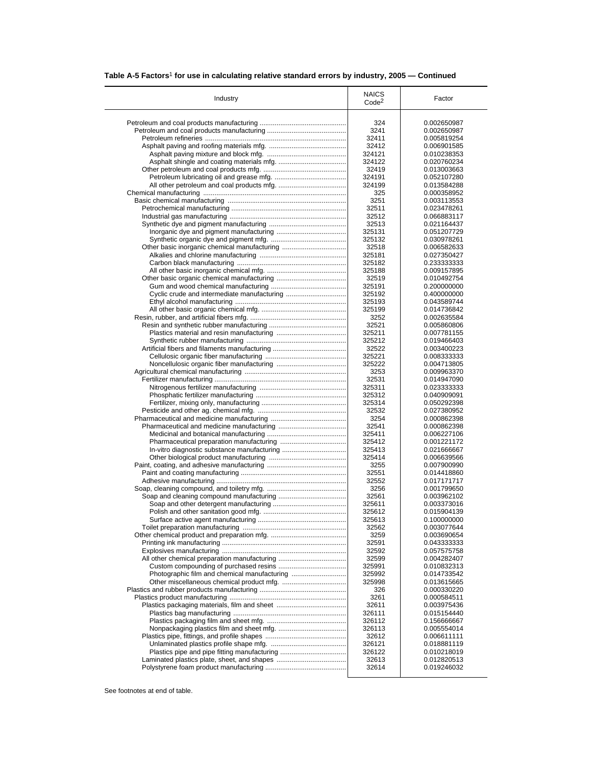**Table A-5 Factors[1] for use in calculating relative standard errors by industry, 2005 — Continued**

| Industry | NAICS Code[2] | Factor |
|---|---|---|
| Petroleum and coal products manufacturing | 324 | 0.002650987 |
| Petroleum and coal products manufacturing | 3241 | 0.002650987 |
| Petroleum refineries | 32411 | 0.005819254 |
| Asphalt paving and roofing materials mfg. | 32412 | 0.006901585 |
| Asphalt paving mixture and block mfg. | 324121 | 0.010238353 |
| Asphalt shingle and coating materials mfg. | 324122 | 0.020760234 |
| Other petroleum and coal products mfg. | 32419 | 0.013003663 |
| Petroleum lubricating oil and grease mfg. | 324191 | 0.052107280 |
| All other petroleum and coal products mfg. | 324199 | 0.013584288 |
| Chemical manufacturing | 325 | 0.000358952 |
| Basic chemical manufacturing | 3251 | 0.003113553 |
| Petrochemical manufacturing | 32511 | 0.023478261 |
| Industrial gas manufacturing | 32512 | 0.066883117 |
| Synthetic dye and pigment manufacturing | 32513 | 0.021164437 |
| Inorganic dye and pigment manufacturing | 325131 | 0.051207729 |
| Synthetic organic dye and pigment mfg. | 325132 | 0.030978261 |
| Other basic inorganic chemical manufacturing | 32518 | 0.006582633 |
| Alkalies and chlorine manufacturing | 325181 | 0.027350427 |
| Carbon black manufacturing | 325182 | 0.233333333 |
| All other basic inorganic chemical mfg. | 325188 | 0.009157895 |
| Other basic organic chemical manufacturing | 32519 | 0.010492754 |
| Gum and wood chemical manufacturing | 325191 | 0.200000000 |
| Cyclic crude and intermediate manufacturing | 325192 | 0.400000000 |
| Ethyl alcohol manufacturing | 325193 | 0.043589744 |
| All other basic organic chemical mfg. | 325199 | 0.014736842 |
| Resin, rubber, and artificial fibers mfg. | 3252 | 0.002635584 |
| Resin and synthetic rubber manufacturing | 32521 | 0.005860806 |
| Plastics material and resin manufacturing | 325211 | 0.007781155 |
| Synthetic rubber manufacturing | 325212 | 0.019466403 |
| Artificial fibers and filaments manufacturing | 32522 | 0.003400223 |
| Cellulosic organic fiber manufacturing | 325221 | 0.008333333 |
| Noncellulosic organic fiber manufacturing | 325222 | 0.004713805 |
| Agricultural chemical manufacturing | 3253 | 0.009963370 |
| Fertilizer manufacturing | 32531 | 0.014947090 |
| Nitrogenous fertilizer manufacturing | 325311 | 0.023333333 |
| Phosphatic fertilizer manufacturing | 325312 | 0.040909091 |
| Fertilizer, mixing only, manufacturing | 325314 | 0.050292398 |
| Pesticide and other ag. chemical mfg. | 32532 | 0.027380952 |
| Pharmaceutical and medicine manufacturing | 3254 | 0.000862398 |
| Pharmaceutical and medicine manufacturing | 32541 | 0.000862398 |
| Medicinal and botanical manufacturing | 325411 | 0.006227106 |
| Pharmaceutical preparation manufacturing | 325412 | 0.001221172 |
| In-vitro diagnostic substance manufacturing | 325413 | 0.021666667 |
| Other biological product manufacturing | 325414 | 0.006639566 |
| Paint, coating, and adhesive manufacturing | 3255 | 0.007900990 |
| Paint and coating manufacturing | 32551 | 0.014418860 |
| Adhesive manufacturing | 32552 | 0.017171717 |
| Soap, cleaning compound, and toiletry mfg. | 3256 | 0.001799650 |
| Soap and cleaning compound manufacturing | 32561 | 0.003962102 |
| Soap and other detergent manufacturing | 325611 | 0.003373016 |
| Polish and other sanitation good mfg. | 325612 | 0.015904139 |
| Surface active agent manufacturing | 325613 | 0.100000000 |
| Toilet preparation manufacturing | 32562 | 0.003077644 |
| Other chemical product and preparation mfg. | 3259 | 0.003690654 |
| Printing ink manufacturing | 32591 | 0.043333333 |
| Explosives manufacturing | 32592 | 0.057575758 |
| All other chemical preparation manufacturing | 32599 | 0.004282407 |
| Custom compounding of purchased resins | 325991 | 0.010832313 |
| Photographic film and chemical manufacturing | 325992 | 0.014733542 |
| Other miscellaneous chemical product mfg. | 325998 | 0.013615665 |
| Plastics and rubber products manufacturing | 326 | 0.000330220 |
| Plastics product manufacturing | 3261 | 0.000584511 |
| Plastics packaging materials, film and sheet | 32611 | 0.003975436 |
| Plastics bag manufacturing | 326111 | 0.015154440 |
| Plastics packaging film and sheet mfg. | 326112 | 0.156666667 |
| Nonpackaging plastics film and sheet mfg. | 326113 | 0.005554014 |
| Plastics pipe, fittings, and profile shapes | 32612 | 0.006611111 |
| Unlaminated plastics profile shape mfg. | 326121 | 0.018881119 |
| Plastics pipe and pipe fitting manufacturing | 326122 | 0.010218019 |
| Laminated plastics plate, sheet, and shapes | 32613 | 0.012820513 |
| Polystyrene foam product manufacturing | 32614 | 0.019246032 |

See footnotes at end of table.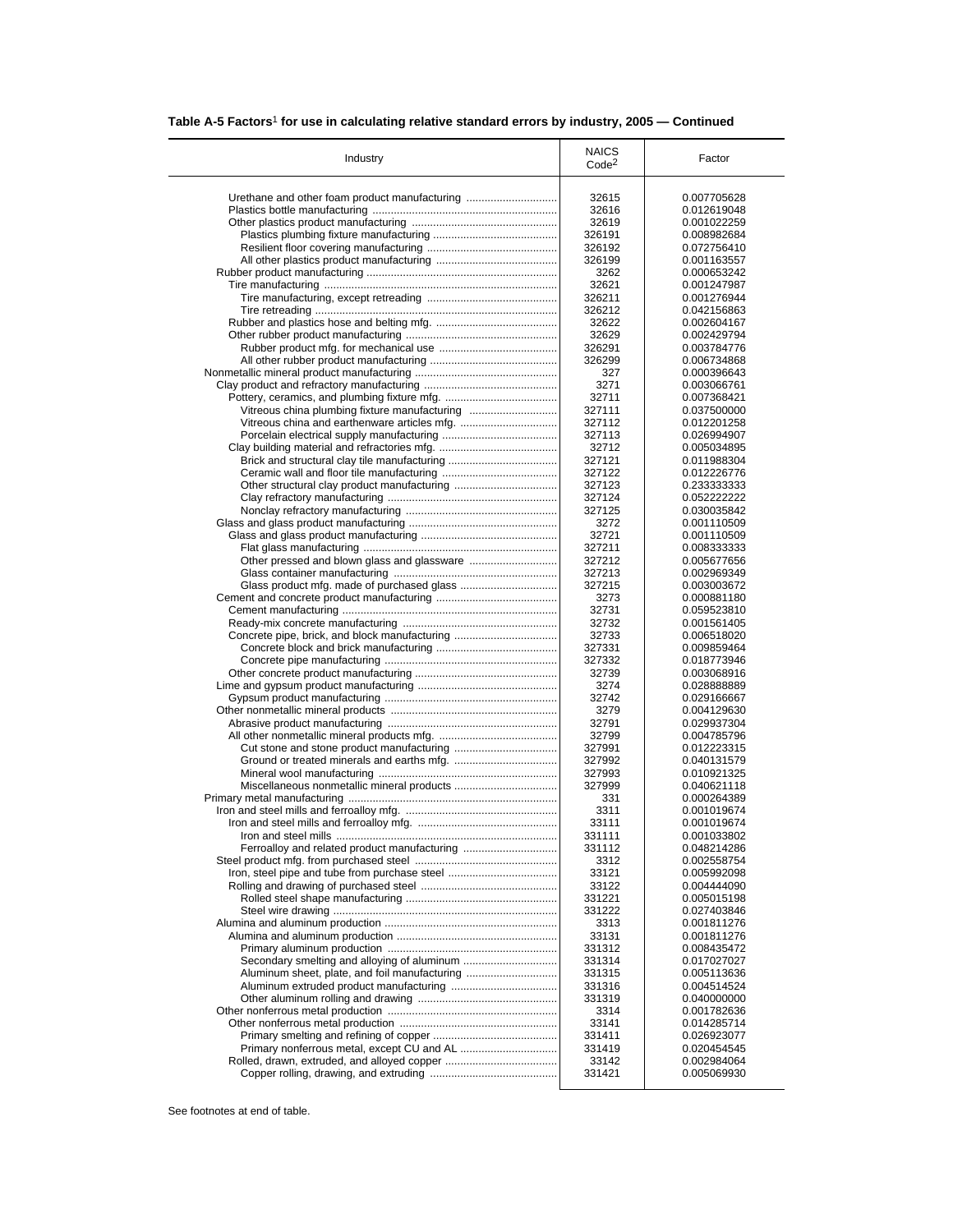**Table A-5 Factors[1] for use in calculating relative standard errors by industry, 2005 — Continued**

| Industry | NAICS Code[2] | Factor |
|---|---|---|
| Urethane and other foam product manufacturing | 32615 | 0.007705628 |
| Plastics bottle manufacturing | 32616 | 0.012619048 |
| Other plastics product manufacturing | 32619 | 0.001022259 |
| Plastics plumbing fixture manufacturing | 326191 | 0.008982684 |
| Resilient floor covering manufacturing | 326192 | 0.072756410 |
| All other plastics product manufacturing | 326199 | 0.001163557 |
| Rubber product manufacturing | 3262 | 0.000653242 |
| Tire manufacturing | 32621 | 0.001247987 |
| Tire manufacturing, except retreading | 326211 | 0.001276944 |
| Tire retreading | 326212 | 0.042156863 |
| Rubber and plastics hose and belting mfg. | 32622 | 0.002604167 |
| Other rubber product manufacturing | 32629 | 0.002429794 |
| Rubber product mfg. for mechanical use | 326291 | 0.003784776 |
| All other rubber product manufacturing | 326299 | 0.006734868 |
| Nonmetallic mineral product manufacturing | 327 | 0.000396643 |
| Clay product and refractory manufacturing | 3271 | 0.003066761 |
| Pottery, ceramics, and plumbing fixture mfg. | 32711 | 0.007368421 |
| Vitreous china plumbing fixture manufacturing | 327111 | 0.037500000 |
| Vitreous china and earthenware articles mfg. | 327112 | 0.012201258 |
| Porcelain electrical supply manufacturing | 327113 | 0.026994907 |
| Clay building material and refractories mfg. | 32712 | 0.005034895 |
| Brick and structural clay tile manufacturing | 327121 | 0.011988304 |
| Ceramic wall and floor tile manufacturing | 327122 | 0.012226776 |
| Other structural clay product manufacturing | 327123 | 0.233333333 |
| Clay refractory manufacturing | 327124 | 0.052222222 |
| Nonclay refractory manufacturing | 327125 | 0.030035842 |
| Glass and glass product manufacturing | 3272 | 0.001110509 |
| Glass and glass product manufacturing | 32721 | 0.001110509 |
| Flat glass manufacturing | 327211 | 0.008333333 |
| Other pressed and blown glass and glassware | 327212 | 0.005677656 |
| Glass container manufacturing | 327213 | 0.002969349 |
| Glass product mfg. made of purchased glass | 327215 | 0.003003672 |
| Cement and concrete product manufacturing | 3273 | 0.000881180 |
| Cement manufacturing | 32731 | 0.059523810 |
| Ready-mix concrete manufacturing | 32732 | 0.001561405 |
| Concrete pipe, brick, and block manufacturing | 32733 | 0.006518020 |
| Concrete block and brick manufacturing | 327331 | 0.009859464 |
| Concrete pipe manufacturing | 327332 | 0.018773946 |
| Other concrete product manufacturing | 32739 | 0.003068916 |
| Lime and gypsum product manufacturing | 3274 | 0.028888889 |
| Gypsum product manufacturing | 32742 | 0.029166667 |
| Other nonmetallic mineral products | 3279 | 0.004129630 |
| Abrasive product manufacturing | 32791 | 0.029937304 |
| All other nonmetallic mineral products mfg. | 32799 | 0.004785796 |
| Cut stone and stone product manufacturing | 327991 | 0.012223315 |
| Ground or treated minerals and earths mfg. | 327992 | 0.040131579 |
| Mineral wool manufacturing | 327993 | 0.010921325 |
| Miscellaneous nonmetallic mineral products | 327999 | 0.040621118 |
| Primary metal manufacturing | 331 | 0.000264389 |
| Iron and steel mills and ferroalloy mfg. | 3311 | 0.001019674 |
| Iron and steel mills and ferroalloy mfg. | 33111 | 0.001019674 |
| Iron and steel mills | 331111 | 0.001033802 |
| Ferroalloy and related product manufacturing | 331112 | 0.048214286 |
| Steel product mfg. from purchased steel | 3312 | 0.002558754 |
| Iron, steel pipe and tube from purchase steel | 33121 | 0.005992098 |
| Rolling and drawing of purchased steel | 33122 | 0.004444090 |
| Rolled steel shape manufacturing | 331221 | 0.005015198 |
| Steel wire drawing | 331222 | 0.027403846 |
| Alumina and aluminum production | 3313 | 0.001811276 |
| Alumina and aluminum production | 33131 | 0.001811276 |
| Primary aluminum production | 331312 | 0.008435472 |
| Secondary smelting and alloying of aluminum | 331314 | 0.017027027 |
| Aluminum sheet, plate, and foil manufacturing | 331315 | 0.005113636 |
| Aluminum extruded product manufacturing | 331316 | 0.004514524 |
| Other aluminum rolling and drawing | 331319 | 0.040000000 |
| Other nonferrous metal production | 3314 | 0.001782636 |
| Other nonferrous metal production | 33141 | 0.014285714 |
| Primary smelting and refining of copper | 331411 | 0.026923077 |
| Primary nonferrous metal, except CU and AL | 331419 | 0.020454545 |
| Rolled, drawn, extruded, and alloyed copper | 33142 | 0.002984064 |
| Copper rolling, drawing, and extruding | 331421 | 0.005069930 |

See footnotes at end of table.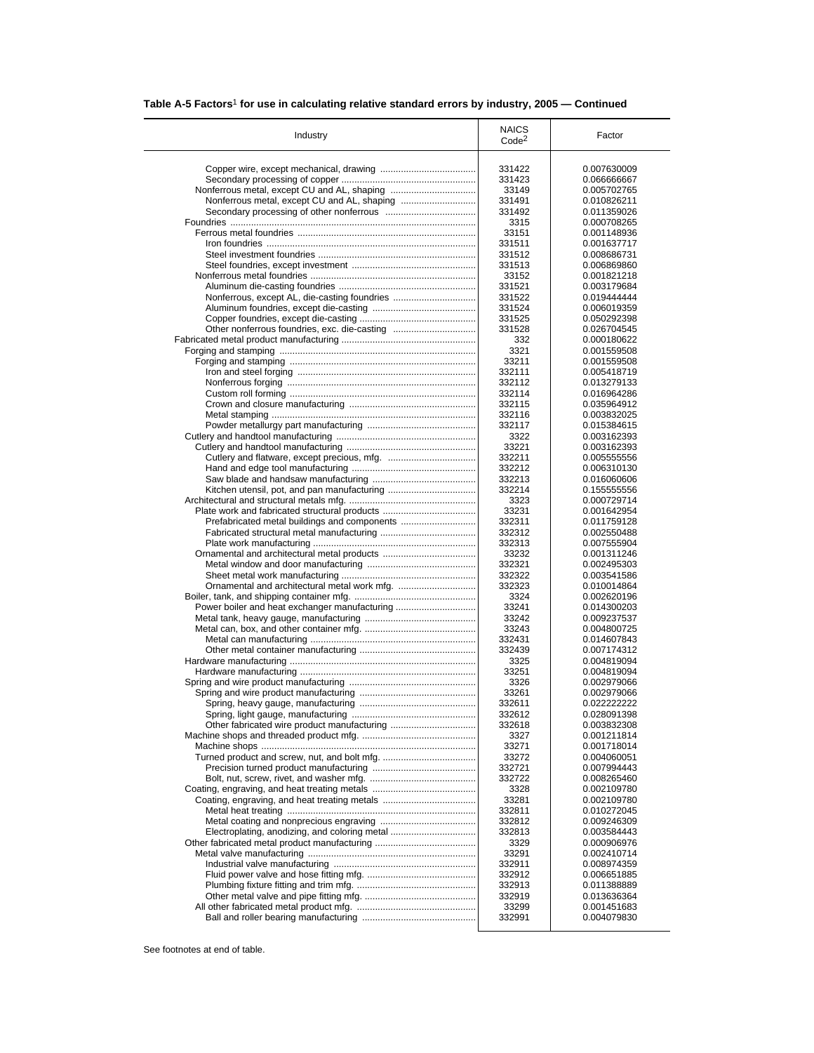**Table A-5 Factors[1] for use in calculating relative standard errors by industry, 2005 — Continued**

| Industry | NAICS Code[2] | Factor |
|---|---|---|
| Copper wire, except mechanical, drawing | 331422 | 0.007630009 |
| Secondary processing of copper | 331423 | 0.066666667 |
| Nonferrous metal, except CU and AL, shaping | 33149 | 0.005702765 |
| Nonferrous metal, except CU and AL, shaping | 331491 | 0.010826211 |
| Secondary processing of other nonferrous | 331492 | 0.011359026 |
| Foundries | 3315 | 0.000708265 |
| Ferrous metal foundries | 33151 | 0.001148936 |
| Iron foundries | 331511 | 0.001637717 |
| Steel investment foundries | 331512 | 0.008686731 |
| Steel foundries, except investment | 331513 | 0.006869860 |
| Nonferrous metal foundries | 33152 | 0.001821218 |
| Aluminum die-casting foundries | 331521 | 0.003179684 |
| Nonferrous, except AL, die-casting foundries | 331522 | 0.019444444 |
| Aluminum foundries, except die-casting | 331524 | 0.006019359 |
| Copper foundries, except die-casting | 331525 | 0.050292398 |
| Other nonferrous foundries, exc. die-casting | 331528 | 0.026704545 |
| Fabricated metal product manufacturing | 332 | 0.000180622 |
| Forging and stamping | 3321 | 0.001559508 |
| Forging and stamping | 33211 | 0.001559508 |
| Iron and steel forging | 332111 | 0.005418719 |
| Nonferrous forging | 332112 | 0.013279133 |
| Custom roll forming | 332114 | 0.016964286 |
| Crown and closure manufacturing | 332115 | 0.035964912 |
| Metal stamping | 332116 | 0.003832025 |
| Powder metallurgy part manufacturing | 332117 | 0.015384615 |
| Cutlery and handtool manufacturing | 3322 | 0.003162393 |
| Cutlery and handtool manufacturing | 33221 | 0.003162393 |
| Cutlery and flatware, except precious, mfg. | 332211 | 0.005555556 |
| Hand and edge tool manufacturing | 332212 | 0.006310130 |
| Saw blade and handsaw manufacturing | 332213 | 0.016060606 |
| Kitchen utensil, pot, and pan manufacturing | 332214 | 0.155555556 |
| Architectural and structural metals mfg. | 3323 | 0.000729714 |
| Plate work and fabricated structural products | 33231 | 0.001642954 |
| Prefabricated metal buildings and components | 332311 | 0.011759128 |
| Fabricated structural metal manufacturing | 332312 | 0.002550488 |
| Plate work manufacturing | 332313 | 0.007555904 |
| Ornamental and architectural metal products | 33232 | 0.001311246 |
| Metal window and door manufacturing | 332321 | 0.002495303 |
| Sheet metal work manufacturing | 332322 | 0.003541586 |
| Ornamental and architectural metal work mfg. | 332323 | 0.010014864 |
| Boiler, tank, and shipping container mfg. | 3324 | 0.002620196 |
| Power boiler and heat exchanger manufacturing | 33241 | 0.014300203 |
| Metal tank, heavy gauge, manufacturing | 33242 | 0.009237537 |
| Metal can, box, and other container mfg. | 33243 | 0.004800725 |
| Metal can manufacturing | 332431 | 0.014607843 |
| Other metal container manufacturing | 332439 | 0.007174312 |
| Hardware manufacturing | 3325 | 0.004819094 |
| Hardware manufacturing | 33251 | 0.004819094 |
| Spring and wire product manufacturing | 3326 | 0.002979066 |
| Spring and wire product manufacturing | 33261 | 0.002979066 |
| Spring, heavy gauge, manufacturing | 332611 | 0.022222222 |
| Spring, light gauge, manufacturing | 332612 | 0.028091398 |
| Other fabricated wire product manufacturing | 332618 | 0.003832308 |
| Machine shops and threaded product mfg. | 3327 | 0.001211814 |
| Machine shops | 33271 | 0.001718014 |
| Turned product and screw, nut, and bolt mfg. | 33272 | 0.004060051 |
| Precision turned product manufacturing | 332721 | 0.007994443 |
| Bolt, nut, screw, rivet, and washer mfg. | 332722 | 0.008265460 |
| Coating, engraving, and heat treating metals | 3328 | 0.002109780 |
| Coating, engraving, and heat treating metals | 33281 | 0.002109780 |
| Metal heat treating | 332811 | 0.010272045 |
| Metal coating and nonprecious engraving | 332812 | 0.009246309 |
| Electroplating, anodizing, and coloring metal | 332813 | 0.003584443 |
| Other fabricated metal product manufacturing | 3329 | 0.000906976 |
| Metal valve manufacturing | 33291 | 0.002410714 |
| Industrial valve manufacturing | 332911 | 0.008974359 |
| Fluid power valve and hose fitting mfg. | 332912 | 0.006651885 |
| Plumbing fixture fitting and trim mfg. | 332913 | 0.011388889 |
| Other metal valve and pipe fitting mfg. | 332919 | 0.013636364 |
| All other fabricated metal product mfg. | 33299 | 0.001451683 |
| Ball and roller bearing manufacturing | 332991 | 0.004079830 |

See footnotes at end of table.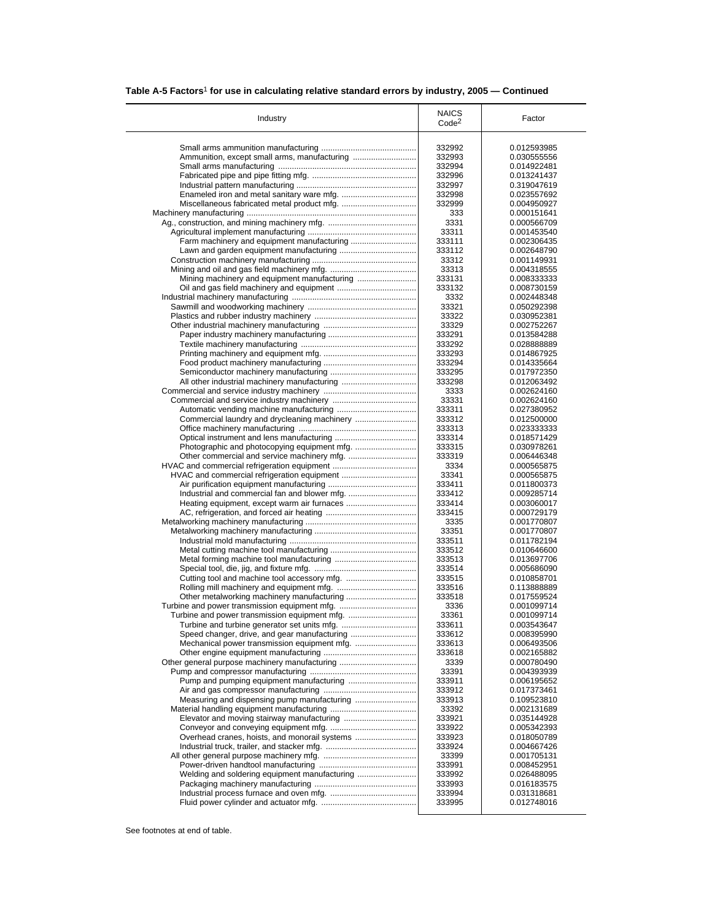**Table A-5 Factors[1] for use in calculating relative standard errors by industry, 2005 — Continued**

| Industry | NAICS Code[2] | Factor |
|---|---|---|
| Small arms ammunition manufacturing | 332992 | 0.012593985 |
| Ammunition, except small arms, manufacturing | 332993 | 0.030555556 |
| Small arms manufacturing | 332994 | 0.014922481 |
| Fabricated pipe and pipe fitting mfg. | 332996 | 0.013241437 |
| Industrial pattern manufacturing | 332997 | 0.319047619 |
| Enameled iron and metal sanitary ware mfg. | 332998 | 0.023557692 |
| Miscellaneous fabricated metal product mfg. | 332999 | 0.004950927 |
| Machinery manufacturing | 333 | 0.000151641 |
| Ag., construction, and mining machinery mfg. | 3331 | 0.000566709 |
| Agricultural implement manufacturing | 33311 | 0.001453540 |
| Farm machinery and equipment manufacturing | 333111 | 0.002306435 |
| Lawn and garden equipment manufacturing | 333112 | 0.002648790 |
| Construction machinery manufacturing | 33312 | 0.001149931 |
| Mining and oil and gas field machinery mfg. | 33313 | 0.004318555 |
| Mining machinery and equipment manufacturing | 333131 | 0.008333333 |
| Oil and gas field machinery and equipment | 333132 | 0.008730159 |
| Industrial machinery manufacturing | 3332 | 0.002448348 |
| Sawmill and woodworking machinery | 33321 | 0.050292398 |
| Plastics and rubber industry machinery | 33322 | 0.030952381 |
| Other industrial machinery manufacturing | 33329 | 0.002752267 |
| Paper industry machinery manufacturing | 333291 | 0.013584288 |
| Textile machinery manufacturing | 333292 | 0.028888889 |
| Printing machinery and equipment mfg. | 333293 | 0.014867925 |
| Food product machinery manufacturing | 333294 | 0.014335664 |
| Semiconductor machinery manufacturing | 333295 | 0.017972350 |
| All other industrial machinery manufacturing | 333298 | 0.012063492 |
| Commercial and service industry machinery | 3333 | 0.002624160 |
| Commercial and service industry machinery | 33331 | 0.002624160 |
| Automatic vending machine manufacturing | 333311 | 0.027380952 |
| Commercial laundry and drycleaning machinery | 333312 | 0.012500000 |
| Office machinery manufacturing | 333313 | 0.023333333 |
| Optical instrument and lens manufacturing | 333314 | 0.018571429 |
| Photographic and photocopying equipment mfg. | 333315 | 0.030978261 |
| Other commercial and service machinery mfg. | 333319 | 0.006446348 |
| HVAC and commercial refrigeration equipment | 3334 | 0.000565875 |
| HVAC and commercial refrigeration equipment | 33341 | 0.000565875 |
| Air purification equipment manufacturing | 333411 | 0.011800373 |
| Industrial and commercial fan and blower mfg. | 333412 | 0.009285714 |
| Heating equipment, except warm air furnaces | 333414 | 0.003060017 |
| AC, refrigeration, and forced air heating | 333415 | 0.000729179 |
| Metalworking machinery manufacturing | 3335 | 0.001770807 |
| Metalworking machinery manufacturing | 33351 | 0.001770807 |
| Industrial mold manufacturing | 333511 | 0.011782194 |
| Metal cutting machine tool manufacturing | 333512 | 0.010646600 |
| Metal forming machine tool manufacturing | 333513 | 0.013697706 |
| Special tool, die, jig, and fixture mfg. | 333514 | 0.005686090 |
| Cutting tool and machine tool accessory mfg. | 333515 | 0.010858701 |
| Rolling mill machinery and equipment mfg. | 333516 | 0.113888889 |
| Other metalworking machinery manufacturing | 333518 | 0.017559524 |
| Turbine and power transmission equipment mfg. | 3336 | 0.001099714 |
| Turbine and power transmission equipment mfg. | 33361 | 0.001099714 |
| Turbine and turbine generator set units mfg. | 333611 | 0.003543647 |
| Speed changer, drive, and gear manufacturing | 333612 | 0.008395990 |
| Mechanical power transmission equipment mfg. | 333613 | 0.006493506 |
| Other engine equipment manufacturing | 333618 | 0.002165882 |
| Other general purpose machinery manufacturing | 3339 | 0.000780490 |
| Pump and compressor manufacturing | 33391 | 0.004393939 |
| Pump and pumping equipment manufacturing | 333911 | 0.006195652 |
| Air and gas compressor manufacturing | 333912 | 0.017373461 |
| Measuring and dispensing pump manufacturing | 333913 | 0.109523810 |
| Material handling equipment manufacturing | 33392 | 0.002131689 |
| Elevator and moving stairway manufacturing | 333921 | 0.035144928 |
| Conveyor and conveying equipment mfg. | 333922 | 0.005342393 |
| Overhead cranes, hoists, and monorail systems | 333923 | 0.018050789 |
| Industrial truck, trailer, and stacker mfg. | 333924 | 0.004667426 |
| All other general purpose machinery mfg. | 33399 | 0.001705131 |
| Power-driven handtool manufacturing | 333991 | 0.008452951 |
| Welding and soldering equipment manufacturing | 333992 | 0.026488095 |
| Packaging machinery manufacturing | 333993 | 0.016183575 |
| Industrial process furnace and oven mfg. | 333994 | 0.031318681 |
| Fluid power cylinder and actuator mfg. | 333995 | 0.012748016 |

See footnotes at end of table.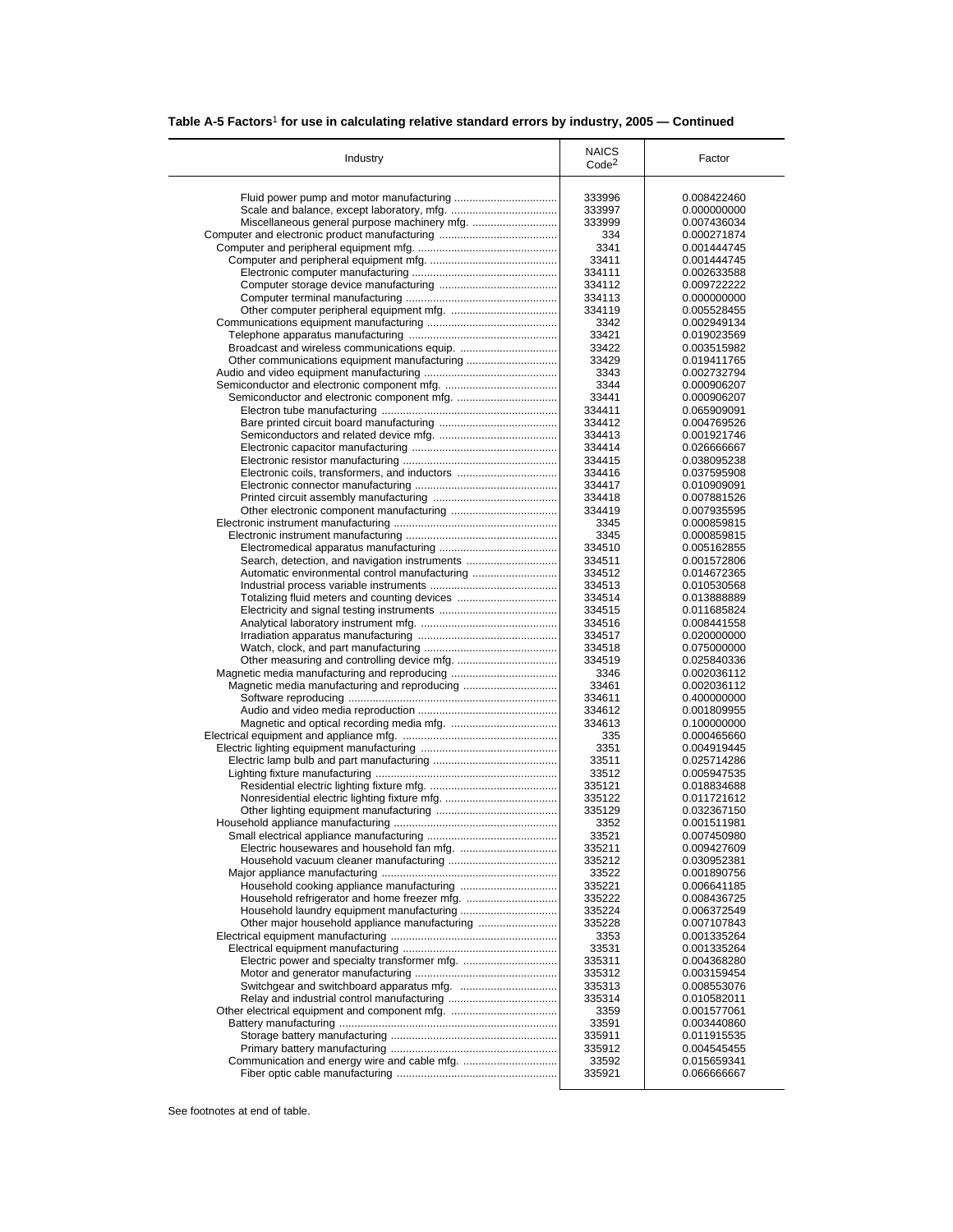**Table A-5 Factors[1] for use in calculating relative standard errors by industry, 2005 — Continued**

| Industry | NAICS Code[2] | Factor |
|---|---|---|
| Fluid power pump and motor manufacturing | 333996 | 0.008422460 |
| Scale and balance, except laboratory, mfg. | 333997 | 0.000000000 |
| Miscellaneous general purpose machinery mfg. | 333999 | 0.007436034 |
| Computer and electronic product manufacturing | 334 | 0.000271874 |
| Computer and peripheral equipment mfg. | 3341 | 0.001444745 |
| Computer and peripheral equipment mfg. | 33411 | 0.001444745 |
| Electronic computer manufacturing | 334111 | 0.002633588 |
| Computer storage device manufacturing | 334112 | 0.009722222 |
| Computer terminal manufacturing | 334113 | 0.000000000 |
| Other computer peripheral equipment mfg. | 334119 | 0.005528455 |
| Communications equipment manufacturing | 3342 | 0.002949134 |
| Telephone apparatus manufacturing | 33421 | 0.019023569 |
| Broadcast and wireless communications equip. | 33422 | 0.003515982 |
| Other communications equipment manufacturing | 33429 | 0.019411765 |
| Audio and video equipment manufacturing | 3343 | 0.002732794 |
| Semiconductor and electronic component mfg. | 3344 | 0.000906207 |
| Semiconductor and electronic component mfg. | 33441 | 0.000906207 |
| Electron tube manufacturing | 334411 | 0.065909091 |
| Bare printed circuit board manufacturing | 334412 | 0.004769526 |
| Semiconductors and related device mfg. | 334413 | 0.001921746 |
| Electronic capacitor manufacturing | 334414 | 0.026666667 |
| Electronic resistor manufacturing | 334415 | 0.038095238 |
| Electronic coils, transformers, and inductors | 334416 | 0.037595908 |
| Electronic connector manufacturing | 334417 | 0.010909091 |
| Printed circuit assembly manufacturing | 334418 | 0.007881526 |
| Other electronic component manufacturing | 334419 | 0.007935595 |
| Electronic instrument manufacturing | 3345 | 0.000859815 |
| Electronic instrument manufacturing | 3345 | 0.000859815 |
| Electromedical apparatus manufacturing | 334510 | 0.005162855 |
| Search, detection, and navigation instruments | 334511 | 0.001572806 |
| Automatic environmental control manufacturing | 334512 | 0.014672365 |
| Industrial process variable instruments | 334513 | 0.010530568 |
| Totalizing fluid meters and counting devices | 334514 | 0.013888889 |
| Electricity and signal testing instruments | 334515 | 0.011685824 |
| Analytical laboratory instrument mfg. | 334516 | 0.008441558 |
| Irradiation apparatus manufacturing | 334517 | 0.020000000 |
| Watch, clock, and part manufacturing | 334518 | 0.075000000 |
| Other measuring and controlling device mfg. | 334519 | 0.025840336 |
| Magnetic media manufacturing and reproducing | 3346 | 0.002036112 |
| Magnetic media manufacturing and reproducing | 33461 | 0.002036112 |
| Software reproducing | 334611 | 0.400000000 |
| Audio and video media reproduction | 334612 | 0.001809955 |
| Magnetic and optical recording media mfg. | 334613 | 0.100000000 |
| Electrical equipment and appliance mfg. | 335 | 0.000465660 |
| Electric lighting equipment manufacturing | 3351 | 0.004919445 |
| Electric lamp bulb and part manufacturing | 33511 | 0.025714286 |
| Lighting fixture manufacturing | 33512 | 0.005947535 |
| Residential electric lighting fixture mfg. | 335121 | 0.018834688 |
| Nonresidential electric lighting fixture mfg. | 335122 | 0.011721612 |
| Other lighting equipment manufacturing | 335129 | 0.032367150 |
| Household appliance manufacturing | 3352 | 0.001511981 |
| Small electrical appliance manufacturing | 33521 | 0.007450980 |
| Electric housewares and household fan mfg. | 335211 | 0.009427609 |
| Household vacuum cleaner manufacturing | 335212 | 0.030952381 |
| Major appliance manufacturing | 33522 | 0.001890756 |
| Household cooking appliance manufacturing | 335221 | 0.006641185 |
| Household refrigerator and home freezer mfg. | 335222 | 0.008436725 |
| Household laundry equipment manufacturing | 335224 | 0.006372549 |
| Other major household appliance manufacturing | 335228 | 0.007107843 |
| Electrical equipment manufacturing | 3353 | 0.001335264 |
| Electrical equipment manufacturing | 33531 | 0.001335264 |
| Electric power and specialty transformer mfg. | 335311 | 0.004368280 |
| Motor and generator manufacturing | 335312 | 0.003159454 |
| Switchgear and switchboard apparatus mfg. | 335313 | 0.008553076 |
| Relay and industrial control manufacturing | 335314 | 0.010582011 |
| Other electrical equipment and component mfg. | 3359 | 0.001577061 |
| Battery manufacturing | 33591 | 0.003440860 |
| Storage battery manufacturing | 335911 | 0.011915535 |
| Primary battery manufacturing | 335912 | 0.004545455 |
| Communication and energy wire and cable mfg. | 33592 | 0.015659341 |
| Fiber optic cable manufacturing | 335921 | 0.066666667 |

See footnotes at end of table.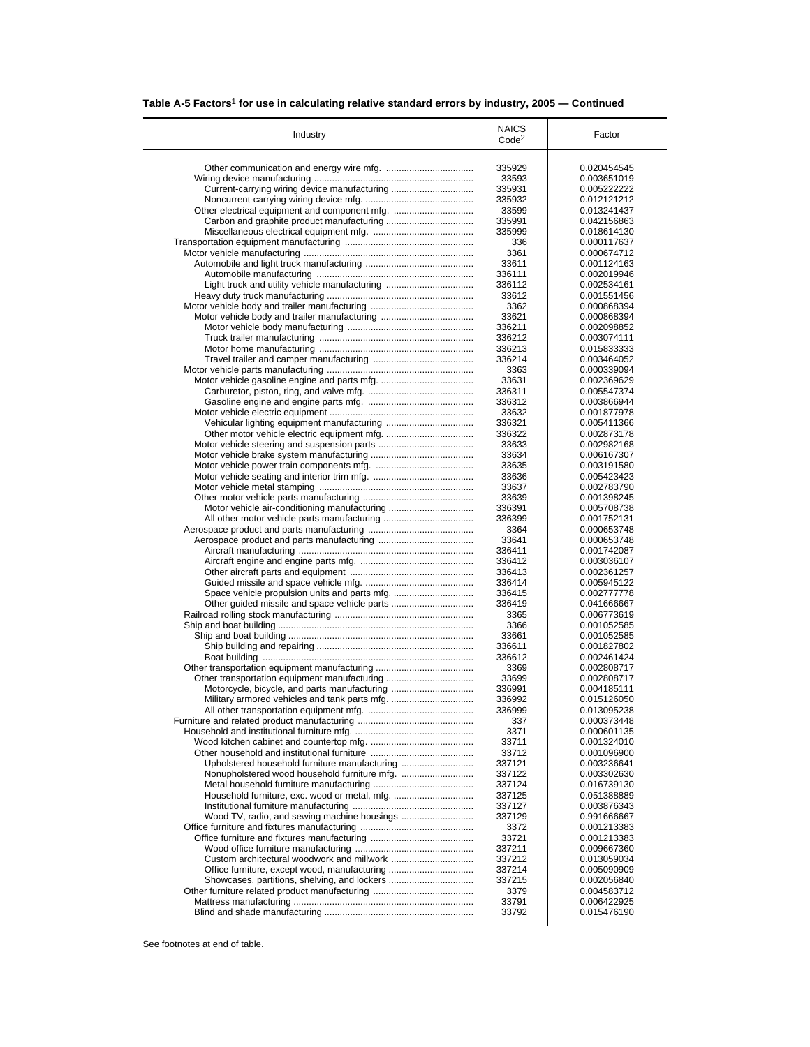**Table A-5 Factors[1] for use in calculating relative standard errors by industry, 2005 — Continued**

| Industry | NAICS Code[2] | Factor |
|---|---|---|
| Other communication and energy wire mfg. | 335929 | 0.020454545 |
| Wiring device manufacturing | 33593 | 0.003651019 |
| Current-carrying wiring device manufacturing | 335931 | 0.005222222 |
| Noncurrent-carrying wiring device mfg. | 335932 | 0.012121212 |
| Other electrical equipment and component mfg. | 33599 | 0.013241437 |
| Carbon and graphite product manufacturing | 335991 | 0.042156863 |
| Miscellaneous electrical equipment mfg. | 335999 | 0.018614130 |
| Transportation equipment manufacturing | 336 | 0.000117637 |
| Motor vehicle manufacturing | 3361 | 0.000674712 |
| Automobile and light truck manufacturing | 33611 | 0.001124163 |
| Automobile manufacturing | 336111 | 0.002019946 |
| Light truck and utility vehicle manufacturing | 336112 | 0.002534161 |
| Heavy duty truck manufacturing | 33612 | 0.001551456 |
| Motor vehicle body and trailer manufacturing | 3362 | 0.000868394 |
| Motor vehicle body and trailer manufacturing | 33621 | 0.000868394 |
| Motor vehicle body manufacturing | 336211 | 0.002098852 |
| Truck trailer manufacturing | 336212 | 0.003074111 |
| Motor home manufacturing | 336213 | 0.015833333 |
| Travel trailer and camper manufacturing | 336214 | 0.003464052 |
| Motor vehicle parts manufacturing | 3363 | 0.000339094 |
| Motor vehicle gasoline engine and parts mfg. | 33631 | 0.002369629 |
| Carburetor, piston, ring, and valve mfg. | 336311 | 0.005547374 |
| Gasoline engine and engine parts mfg. | 336312 | 0.003866944 |
| Motor vehicle electric equipment | 33632 | 0.001877978 |
| Vehicular lighting equipment manufacturing | 336321 | 0.005411366 |
| Other motor vehicle electric equipment mfg. | 336322 | 0.002873178 |
| Motor vehicle steering and suspension parts | 33633 | 0.002982168 |
| Motor vehicle brake system manufacturing | 33634 | 0.006167307 |
| Motor vehicle power train components mfg. | 33635 | 0.003191580 |
| Motor vehicle seating and interior trim mfg. | 33636 | 0.005423423 |
| Motor vehicle metal stamping | 33637 | 0.002783790 |
| Other motor vehicle parts manufacturing | 33639 | 0.001398245 |
| Motor vehicle air-conditioning manufacturing | 336391 | 0.005708738 |
| All other motor vehicle parts manufacturing | 336399 | 0.001752131 |
| Aerospace product and parts manufacturing | 3364 | 0.000653748 |
| Aerospace product and parts manufacturing | 33641 | 0.000653748 |
| Aircraft manufacturing | 336411 | 0.001742087 |
| Aircraft engine and engine parts mfg. | 336412 | 0.003036107 |
| Other aircraft parts and equipment | 336413 | 0.002361257 |
| Guided missile and space vehicle mfg. | 336414 | 0.005945122 |
| Space vehicle propulsion units and parts mfg. | 336415 | 0.002777778 |
| Other guided missile and space vehicle parts | 336419 | 0.041666667 |
| Railroad rolling stock manufacturing | 3365 | 0.006773619 |
| Ship and boat building | 3366 | 0.001052585 |
| Ship and boat building | 33661 | 0.001052585 |
| Ship building and repairing | 336611 | 0.001827802 |
| Boat building | 336612 | 0.002461424 |
| Other transportation equipment manufacturing | 3369 | 0.002808717 |
| Other transportation equipment manufacturing | 33699 | 0.002808717 |
| Motorcycle, bicycle, and parts manufacturing | 336991 | 0.004185111 |
| Military armored vehicles and tank parts mfg. | 336992 | 0.015126050 |
| All other transportation equipment mfg. | 336999 | 0.013095238 |
| Furniture and related product manufacturing | 337 | 0.000373448 |
| Household and institutional furniture mfg. | 3371 | 0.000601135 |
| Wood kitchen cabinet and countertop mfg. | 33711 | 0.001324010 |
| Other household and institutional furniture | 33712 | 0.001096900 |
| Upholstered household furniture manufacturing | 337121 | 0.003236641 |
| Nonupholstered wood household furniture mfg. | 337122 | 0.003302630 |
| Metal household furniture manufacturing | 337124 | 0.016739130 |
| Household furniture, exc. wood or metal, mfg. | 337125 | 0.051388889 |
| Institutional furniture manufacturing | 337127 | 0.003876343 |
| Wood TV, radio, and sewing machine housings | 337129 | 0.991666667 |
| Office furniture and fixtures manufacturing | 3372 | 0.001213383 |
| Office furniture and fixtures manufacturing | 33721 | 0.001213383 |
| Wood office furniture manufacturing | 337211 | 0.009667360 |
| Custom architectural woodwork and millwork | 337212 | 0.013059034 |
| Office furniture, except wood, manufacturing | 337214 | 0.005090909 |
| Showcases, partitions, shelving, and lockers | 337215 | 0.002056840 |
| Other furniture related product manufacturing | 3379 | 0.004583712 |
| Mattress manufacturing | 33791 | 0.006422925 |
| Blind and shade manufacturing | 33792 | 0.015476190 |

See footnotes at end of table.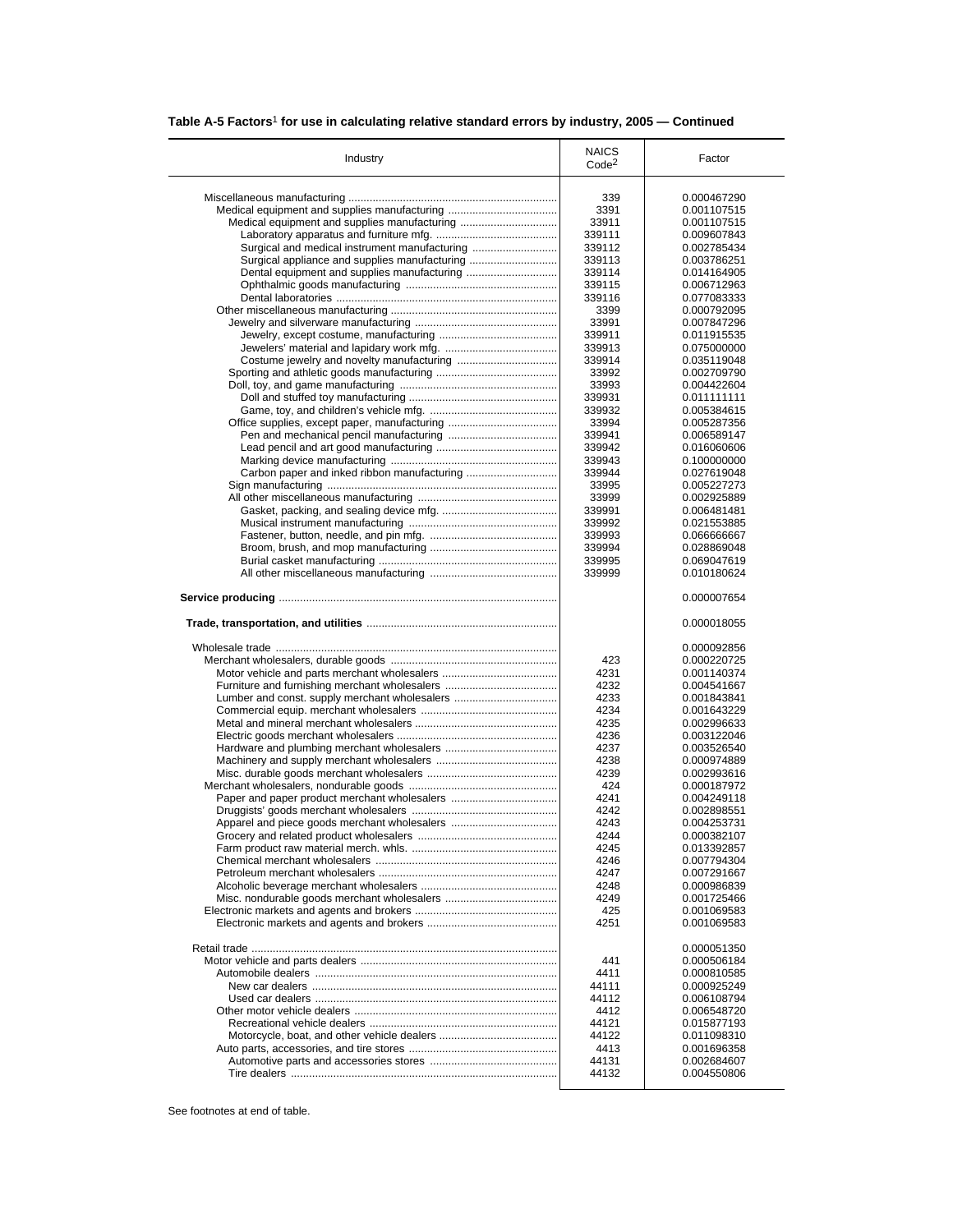**Table A-5 Factors[1] for use in calculating relative standard errors by industry, 2005 — Continued**

| Industry | NAICS Code[2] | Factor |
|---|---|---|
| Miscellaneous manufacturing | 339 | 0.000467290 |
| Medical equipment and supplies manufacturing | 3391 | 0.001107515 |
| Medical equipment and supplies manufacturing | 33911 | 0.001107515 |
| Laboratory apparatus and furniture mfg. | 339111 | 0.009607843 |
| Surgical and medical instrument manufacturing | 339112 | 0.002785434 |
| Surgical appliance and supplies manufacturing | 339113 | 0.003786251 |
| Dental equipment and supplies manufacturing | 339114 | 0.014164905 |
| Ophthalmic goods manufacturing | 339115 | 0.006712963 |
| Dental laboratories | 339116 | 0.077083333 |
| Other miscellaneous manufacturing | 3399 | 0.000792095 |
| Jewelry and silverware manufacturing | 33991 | 0.007847296 |
| Jewelry, except costume, manufacturing | 339911 | 0.011915535 |
| Jewelers' material and lapidary work mfg. | 339913 | 0.075000000 |
| Costume jewelry and novelty manufacturing | 339914 | 0.035119048 |
| Sporting and athletic goods manufacturing | 33992 | 0.002709790 |
| Doll, toy, and game manufacturing | 33993 | 0.004422604 |
| Doll and stuffed toy manufacturing | 339931 | 0.011111111 |
| Game, toy, and children's vehicle mfg. | 339932 | 0.005384615 |
| Office supplies, except paper, manufacturing | 33994 | 0.005287356 |
| Pen and mechanical pencil manufacturing | 339941 | 0.006589147 |
| Lead pencil and art good manufacturing | 339942 | 0.016060606 |
| Marking device manufacturing | 339943 | 0.100000000 |
| Carbon paper and inked ribbon manufacturing | 339944 | 0.027619048 |
| Sign manufacturing | 33995 | 0.005227273 |
| All other miscellaneous manufacturing | 33999 | 0.002925889 |
| Gasket, packing, and sealing device mfg. | 339991 | 0.006481481 |
| Musical instrument manufacturing | 339992 | 0.021553885 |
| Fastener, button, needle, and pin mfg. | 339993 | 0.066666667 |
| Broom, brush, and mop manufacturing | 339994 | 0.028869048 |
| Burial casket manufacturing | 339995 | 0.069047619 |
| All other miscellaneous manufacturing | 339999 | 0.010180624 |
| **Service producing** | | 0.000007654 |
| **Trade, transportation, and utilities** | | 0.000018055 |
| Wholesale trade | | 0.000092856 |
| Merchant wholesalers, durable goods | 423 | 0.000220725 |
| Motor vehicle and parts merchant wholesalers | 4231 | 0.001140374 |
| Furniture and furnishing merchant wholesalers | 4232 | 0.004541667 |
| Lumber and const. supply merchant wholesalers | 4233 | 0.001843841 |
| Commercial equip. merchant wholesalers | 4234 | 0.001643229 |
| Metal and mineral merchant wholesalers | 4235 | 0.002996633 |
| Electric goods merchant wholesalers | 4236 | 0.003122046 |
| Hardware and plumbing merchant wholesalers | 4237 | 0.003526540 |
| Machinery and supply merchant wholesalers | 4238 | 0.000974889 |
| Misc. durable goods merchant wholesalers | 4239 | 0.002993616 |
| Merchant wholesalers, nondurable goods | 424 | 0.000187972 |
| Paper and paper product merchant wholesalers | 4241 | 0.004249118 |
| Druggists' goods merchant wholesalers | 4242 | 0.002898551 |
| Apparel and piece goods merchant wholesalers | 4243 | 0.004253731 |
| Grocery and related product wholesalers | 4244 | 0.000382107 |
| Farm product raw material merch. whls. | 4245 | 0.013392857 |
| Chemical merchant wholesalers | 4246 | 0.007794304 |
| Petroleum merchant wholesalers | 4247 | 0.007291667 |
| Alcoholic beverage merchant wholesalers | 4248 | 0.000986839 |
| Misc. nondurable goods merchant wholesalers | 4249 | 0.001725466 |
| Electronic markets and agents and brokers | 425 | 0.001069583 |
| Electronic markets and agents and brokers | 4251 | 0.001069583 |
| Retail trade | | 0.000051350 |
| Motor vehicle and parts dealers | 441 | 0.000506184 |
| Automobile dealers | 4411 | 0.000810585 |
| New car dealers | 44111 | 0.000925249 |
| Used car dealers | 44112 | 0.006108794 |
| Other motor vehicle dealers | 4412 | 0.006548720 |
| Recreational vehicle dealers | 44121 | 0.015877193 |
| Motorcycle, boat, and other vehicle dealers | 44122 | 0.011098310 |
| Auto parts, accessories, and tire stores | 4413 | 0.001696358 |
| Automotive parts and accessories stores | 44131 | 0.002684607 |
| Tire dealers | 44132 | 0.004550806 |

See footnotes at end of table.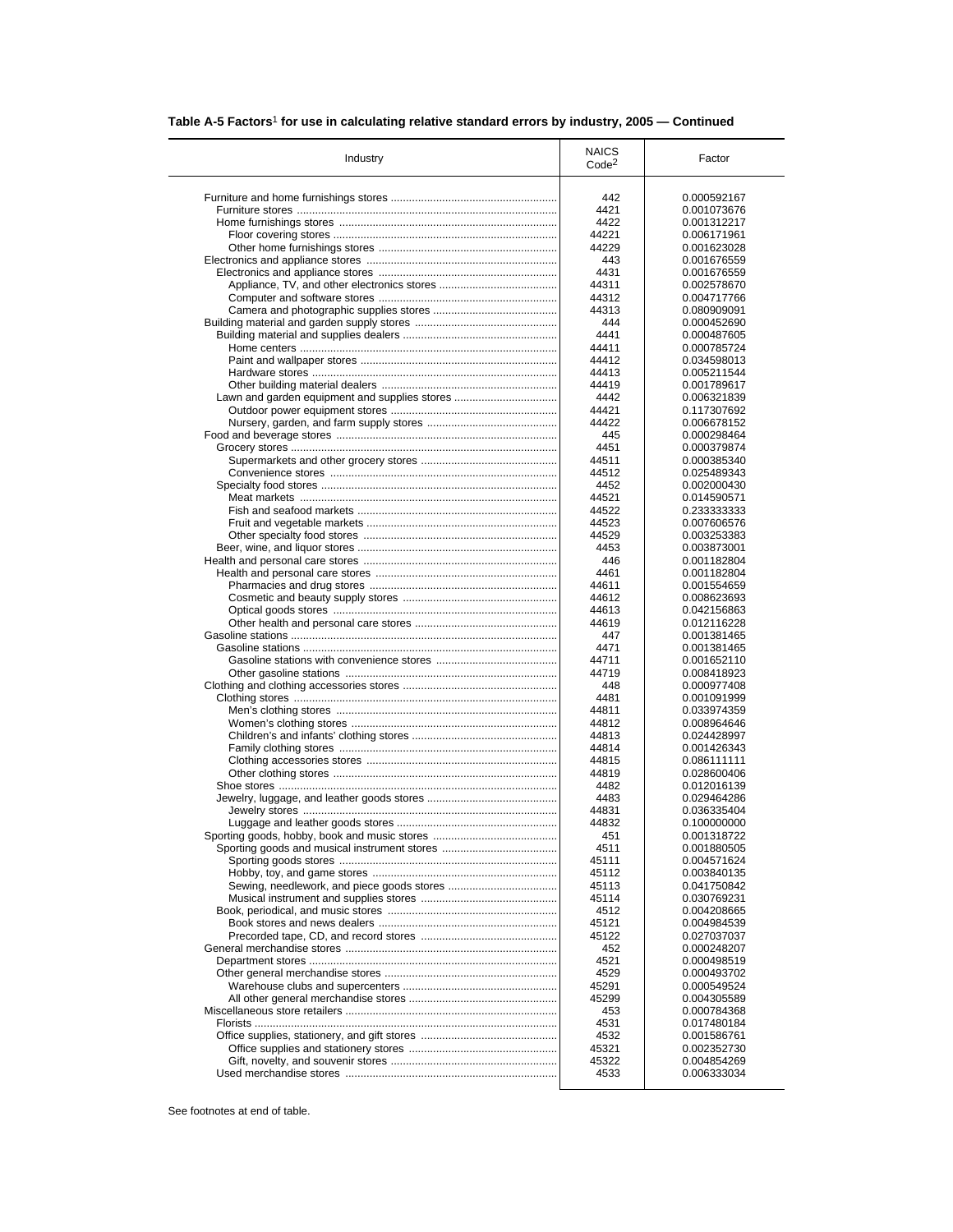**Table A-5 Factors[1] for use in calculating relative standard errors by industry, 2005 — Continued**

| Industry | NAICS Code[2] | Factor |
|---|---|---|
| Furniture and home furnishings stores | 442 | 0.000592167 |
| Furniture stores | 4421 | 0.001073676 |
| Home furnishings stores | 4422 | 0.001312217 |
| Floor covering stores | 44221 | 0.006171961 |
| Other home furnishings stores | 44229 | 0.001623028 |
| Electronics and appliance stores | 443 | 0.001676559 |
| Electronics and appliance stores | 4431 | 0.001676559 |
| Appliance, TV, and other electronics stores | 44311 | 0.002578670 |
| Computer and software stores | 44312 | 0.004717766 |
| Camera and photographic supplies stores | 44313 | 0.080909091 |
| Building material and garden supply stores | 444 | 0.000452690 |
| Building material and supplies dealers | 4441 | 0.000487605 |
| Home centers | 44411 | 0.000785724 |
| Paint and wallpaper stores | 44412 | 0.034598013 |
| Hardware stores | 44413 | 0.005211544 |
| Other building material dealers | 44419 | 0.001789617 |
| Lawn and garden equipment and supplies stores | 4442 | 0.006321839 |
| Outdoor power equipment stores | 44421 | 0.117307692 |
| Nursery, garden, and farm supply stores | 44422 | 0.006678152 |
| Food and beverage stores | 445 | 0.000298464 |
| Grocery stores | 4451 | 0.000379874 |
| Supermarkets and other grocery stores | 44511 | 0.000385340 |
| Convenience stores | 44512 | 0.025489343 |
| Specialty food stores | 4452 | 0.002000430 |
| Meat markets | 44521 | 0.014590571 |
| Fish and seafood markets | 44522 | 0.233333333 |
| Fruit and vegetable markets | 44523 | 0.007606576 |
| Other specialty food stores | 44529 | 0.003253383 |
| Beer, wine, and liquor stores | 4453 | 0.003873001 |
| Health and personal care stores | 446 | 0.001182804 |
| Health and personal care stores | 4461 | 0.001182804 |
| Pharmacies and drug stores | 44611 | 0.001554659 |
| Cosmetic and beauty supply stores | 44612 | 0.008623693 |
| Optical goods stores | 44613 | 0.042156863 |
| Other health and personal care stores | 44619 | 0.012116228 |
| Gasoline stations | 447 | 0.001381465 |
| Gasoline stations | 4471 | 0.001381465 |
| Gasoline stations with convenience stores | 44711 | 0.001652110 |
| Other gasoline stations | 44719 | 0.008418923 |
| Clothing and clothing accessories stores | 448 | 0.000977408 |
| Clothing stores | 4481 | 0.001091999 |
| Men's clothing stores | 44811 | 0.033974359 |
| Women's clothing stores | 44812 | 0.008964646 |
| Children's and infants' clothing stores | 44813 | 0.024428997 |
| Family clothing stores | 44814 | 0.001426343 |
| Clothing accessories stores | 44815 | 0.086111111 |
| Other clothing stores | 44819 | 0.028600406 |
| Shoe stores | 4482 | 0.012016139 |
| Jewelry, luggage, and leather goods stores | 4483 | 0.029464286 |
| Jewelry stores | 44831 | 0.036335404 |
| Luggage and leather goods stores | 44832 | 0.100000000 |
| Sporting goods, hobby, book and music stores | 451 | 0.001318722 |
| Sporting goods and musical instrument stores | 4511 | 0.001880505 |
| Sporting goods stores | 45111 | 0.004571624 |
| Hobby, toy, and game stores | 45112 | 0.003840135 |
| Sewing, needlework, and piece goods stores | 45113 | 0.041750842 |
| Musical instrument and supplies stores | 45114 | 0.030769231 |
| Book, periodical, and music stores | 4512 | 0.004208665 |
| Book stores and news dealers | 45121 | 0.004984539 |
| Precorded tape, CD, and record stores | 45122 | 0.027037037 |
| General merchandise stores | 452 | 0.000248207 |
| Department stores | 4521 | 0.000498519 |
| Other general merchandise stores | 4529 | 0.000493702 |
| Warehouse clubs and supercenters | 45291 | 0.000549524 |
| All other general merchandise stores | 45299 | 0.004305589 |
| Miscellaneous store retailers | 453 | 0.000784368 |
| Florists | 4531 | 0.017480184 |
| Office supplies, stationery, and gift stores | 4532 | 0.001586761 |
| Office supplies and stationery stores | 45321 | 0.002352730 |
| Gift, novelty, and souvenir stores | 45322 | 0.004854269 |
| Used merchandise stores | 4533 | 0.006333034 |

See footnotes at end of table.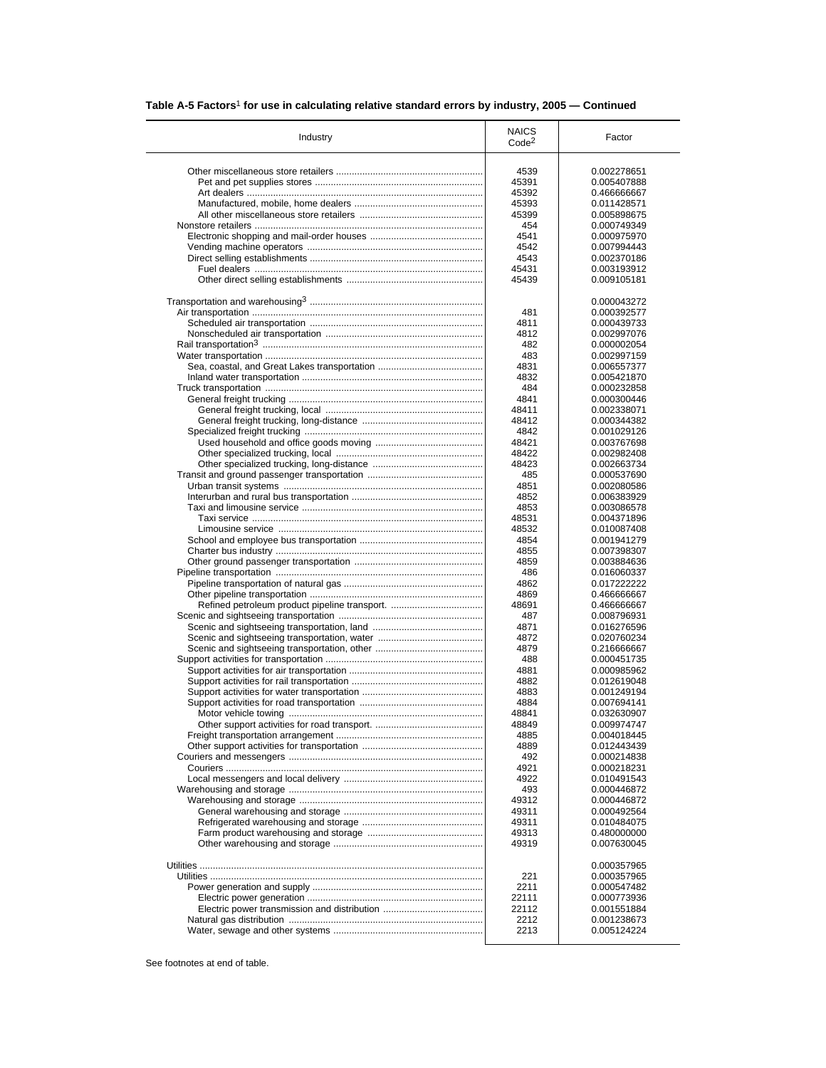**Table A-5 Factors[1] for use in calculating relative standard errors by industry, 2005 — Continued**

| Industry | NAICS Code[2] | Factor |
|---|---|---|
| Other miscellaneous store retailers | 4539 | 0.002278651 |
| Pet and pet supplies stores | 45391 | 0.005407888 |
| Art dealers | 45392 | 0.466666667 |
| Manufactured, mobile, home dealers | 45393 | 0.011428571 |
| All other miscellaneous store retailers | 45399 | 0.005898675 |
| Nonstore retailers | 454 | 0.000749349 |
| Electronic shopping and mail-order houses | 4541 | 0.000975970 |
| Vending machine operators | 4542 | 0.007994443 |
| Direct selling establishments | 4543 | 0.002370186 |
| Fuel dealers | 45431 | 0.003193912 |
| Other direct selling establishments | 45439 | 0.009105181 |
| | | |
| Transportation and warehousing[3] | | 0.000043272 |
| Air transportation | 481 | 0.000392577 |
| Scheduled air transportation | 4811 | 0.000439733 |
| Nonscheduled air transportation | 4812 | 0.002997076 |
| Rail transportation[3] | 482 | 0.000002054 |
| Water transportation | 483 | 0.002997159 |
| Sea, coastal, and Great Lakes transportation | 4831 | 0.006557377 |
| Inland water transportation | 4832 | 0.005421870 |
| Truck transportation | 484 | 0.000232858 |
| General freight trucking | 4841 | 0.000300446 |
| General freight trucking, local | 48411 | 0.002338071 |
| General freight trucking, long-distance | 48412 | 0.000344382 |
| Specialized freight trucking | 4842 | 0.001029126 |
| Used household and office goods moving | 48421 | 0.003767698 |
| Other specialized trucking, local | 48422 | 0.002982408 |
| Other specialized trucking, long-distance | 48423 | 0.002663734 |
| Transit and ground passenger transportation | 485 | 0.000537690 |
| Urban transit systems | 4851 | 0.002080586 |
| Interurban and rural bus transportation | 4852 | 0.006383929 |
| Taxi and limousine service | 4853 | 0.003086578 |
| Taxi service | 48531 | 0.004371896 |
| Limousine service | 48532 | 0.010087408 |
| School and employee bus transportation | 4854 | 0.001941279 |
| Charter bus industry | 4855 | 0.007398307 |
| Other ground passenger transportation | 4859 | 0.003884636 |
| Pipeline transportation | 486 | 0.016060337 |
| Pipeline transportation of natural gas | 4862 | 0.017222222 |
| Other pipeline transportation | 4869 | 0.466666667 |
| Refined petroleum product pipeline transport. | 48691 | 0.466666667 |
| Scenic and sightseeing transportation | 487 | 0.008796931 |
| Scenic and sightseeing transportation, land | 4871 | 0.016276596 |
| Scenic and sightseeing transportation, water | 4872 | 0.020760234 |
| Scenic and sightseeing transportation, other | 4879 | 0.216666667 |
| Support activities for transportation | 488 | 0.000451735 |
| Support activities for air transportation | 4881 | 0.000985962 |
| Support activities for rail transportation | 4882 | 0.012619048 |
| Support activities for water transportation | 4883 | 0.001249194 |
| Support activities for road transportation | 4884 | 0.007694141 |
| Motor vehicle towing | 48841 | 0.032630907 |
| Other support activities for road transport. | 48849 | 0.009974747 |
| Freight transportation arrangement | 4885 | 0.004018445 |
| Other support activities for transportation | 4889 | 0.012443439 |
| Couriers and messengers | 492 | 0.000214838 |
| Couriers | 4921 | 0.000218231 |
| Local messengers and local delivery | 4922 | 0.010491543 |
| Warehousing and storage | 493 | 0.000446872 |
| Warehousing and storage | 49312 | 0.000446872 |
| General warehousing and storage | 49311 | 0.000492564 |
| Refrigerated warehousing and storage | 49311 | 0.010484075 |
| Farm product warehousing and storage | 49313 | 0.480000000 |
| Other warehousing and storage | 49319 | 0.007630045 |
| | | |
| Utilities | | 0.000357965 |
| Utilities | 221 | 0.000357965 |
| Power generation and supply | 2211 | 0.000547482 |
| Electric power generation | 22111 | 0.000773936 |
| Electric power transmission and distribution | 22112 | 0.001551884 |
| Natural gas distribution | 2212 | 0.001238673 |
| Water, sewage and other systems | 2213 | 0.005124224 |

See footnotes at end of table.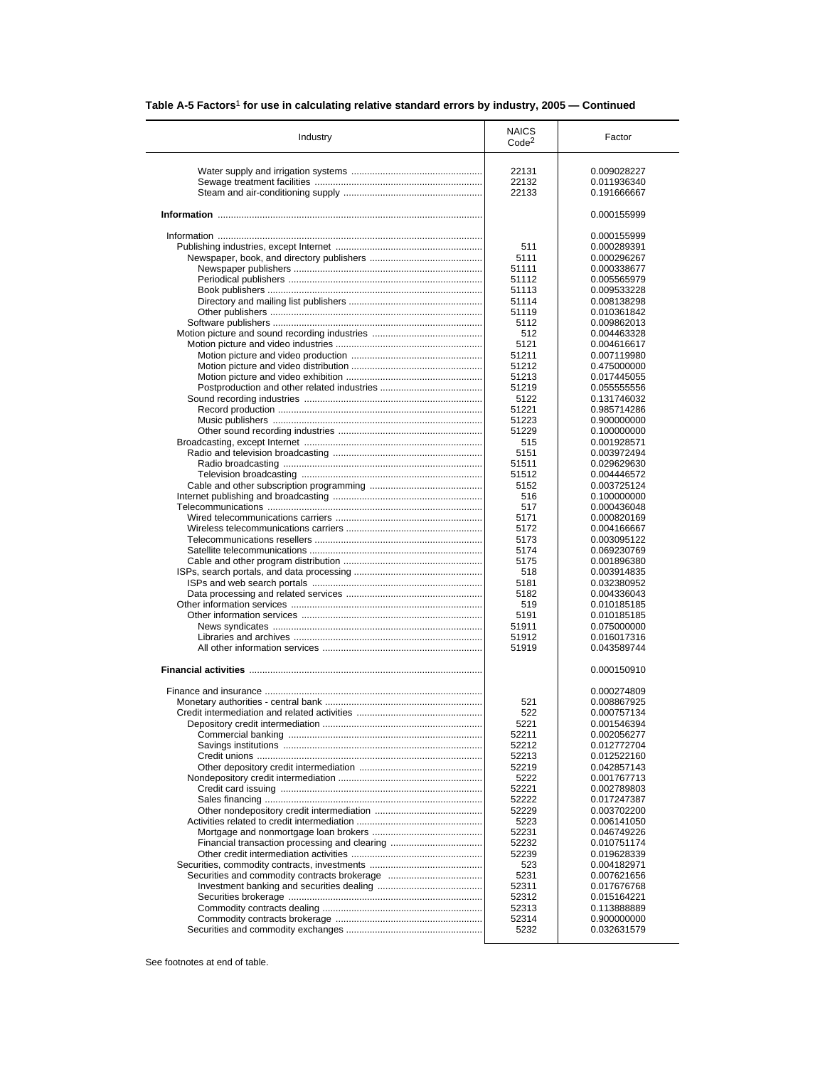**Table A-5 Factors[1] for use in calculating relative standard errors by industry, 2005 — Continued**

| Industry | NAICS Code[2] | Factor |
|---|---|---|
| Water supply and irrigation systems | 22131 | 0.009028227 |
| Sewage treatment facilities | 22132 | 0.011936340 |
| Steam and air-conditioning supply | 22133 | 0.191666667 |
| **Information** | | 0.000155999 |
| Information | | 0.000155999 |
| Publishing industries, except Internet | 511 | 0.000289391 |
| Newspaper, book, and directory publishers | 5111 | 0.000296267 |
| Newspaper publishers | 51111 | 0.000338677 |
| Periodical publishers | 51112 | 0.005565979 |
| Book publishers | 51113 | 0.009533228 |
| Directory and mailing list publishers | 51114 | 0.008138298 |
| Other publishers | 51119 | 0.010361842 |
| Software publishers | 5112 | 0.009862013 |
| Motion picture and sound recording industries | 512 | 0.004463328 |
| Motion picture and video industries | 5121 | 0.004616617 |
| Motion picture and video production | 51211 | 0.007119980 |
| Motion picture and video distribution | 51212 | 0.475000000 |
| Motion picture and video exhibition | 51213 | 0.017445055 |
| Postproduction and other related industries | 51219 | 0.055555556 |
| Sound recording industries | 5122 | 0.131746032 |
| Record production | 51221 | 0.985714286 |
| Music publishers | 51223 | 0.900000000 |
| Other sound recording industries | 51229 | 0.100000000 |
| Broadcasting, except Internet | 515 | 0.001928571 |
| Radio and television broadcasting | 5151 | 0.003972494 |
| Radio broadcasting | 51511 | 0.029629630 |
| Television broadcasting | 51512 | 0.004446572 |
| Cable and other subscription programming | 5152 | 0.003725124 |
| Internet publishing and broadcasting | 516 | 0.100000000 |
| Telecommunications | 517 | 0.000436048 |
| Wired telecommunications carriers | 5171 | 0.000820169 |
| Wireless telecommunications carriers | 5172 | 0.004166667 |
| Telecommunications resellers | 5173 | 0.003095122 |
| Satellite telecommunications | 5174 | 0.069230769 |
| Cable and other program distribution | 5175 | 0.001896380 |
| ISPs, search portals, and data processing | 518 | 0.003914835 |
| ISPs and web search portals | 5181 | 0.032380952 |
| Data processing and related services | 5182 | 0.004336043 |
| Other information services | 519 | 0.010185185 |
| Other information services | 5191 | 0.010185185 |
| News syndicates | 51911 | 0.075000000 |
| Libraries and archives | 51912 | 0.016017316 |
| All other information services | 51919 | 0.043589744 |
| **Financial activities** | | 0.000150910 |
| Finance and insurance | | 0.000274809 |
| Monetary authorities - central bank | 521 | 0.008867925 |
| Credit intermediation and related activities | 522 | 0.000757134 |
| Depository credit intermediation | 5221 | 0.001546394 |
| Commercial banking | 52211 | 0.002056277 |
| Savings institutions | 52212 | 0.012772704 |
| Credit unions | 52213 | 0.012522160 |
| Other depository credit intermediation | 52219 | 0.042857143 |
| Nondepository credit intermediation | 5222 | 0.001767713 |
| Credit card issuing | 52221 | 0.002789803 |
| Sales financing | 52222 | 0.017247387 |
| Other nondepository credit intermediation | 52229 | 0.003702200 |
| Activities related to credit intermediation | 5223 | 0.006141050 |
| Mortgage and nonmortgage loan brokers | 52231 | 0.046749226 |
| Financial transaction processing and clearing | 52232 | 0.010751174 |
| Other credit intermediation activities | 52239 | 0.019628339 |
| Securities, commodity contracts, investments | 523 | 0.004182971 |
| Securities and commodity contracts brokerage | 5231 | 0.007621656 |
| Investment banking and securities dealing | 52311 | 0.017676768 |
| Securities brokerage | 52312 | 0.015164221 |
| Commodity contracts dealing | 52313 | 0.113888889 |
| Commodity contracts brokerage | 52314 | 0.900000000 |
| Securities and commodity exchanges | 5232 | 0.032631579 |

See footnotes at end of table.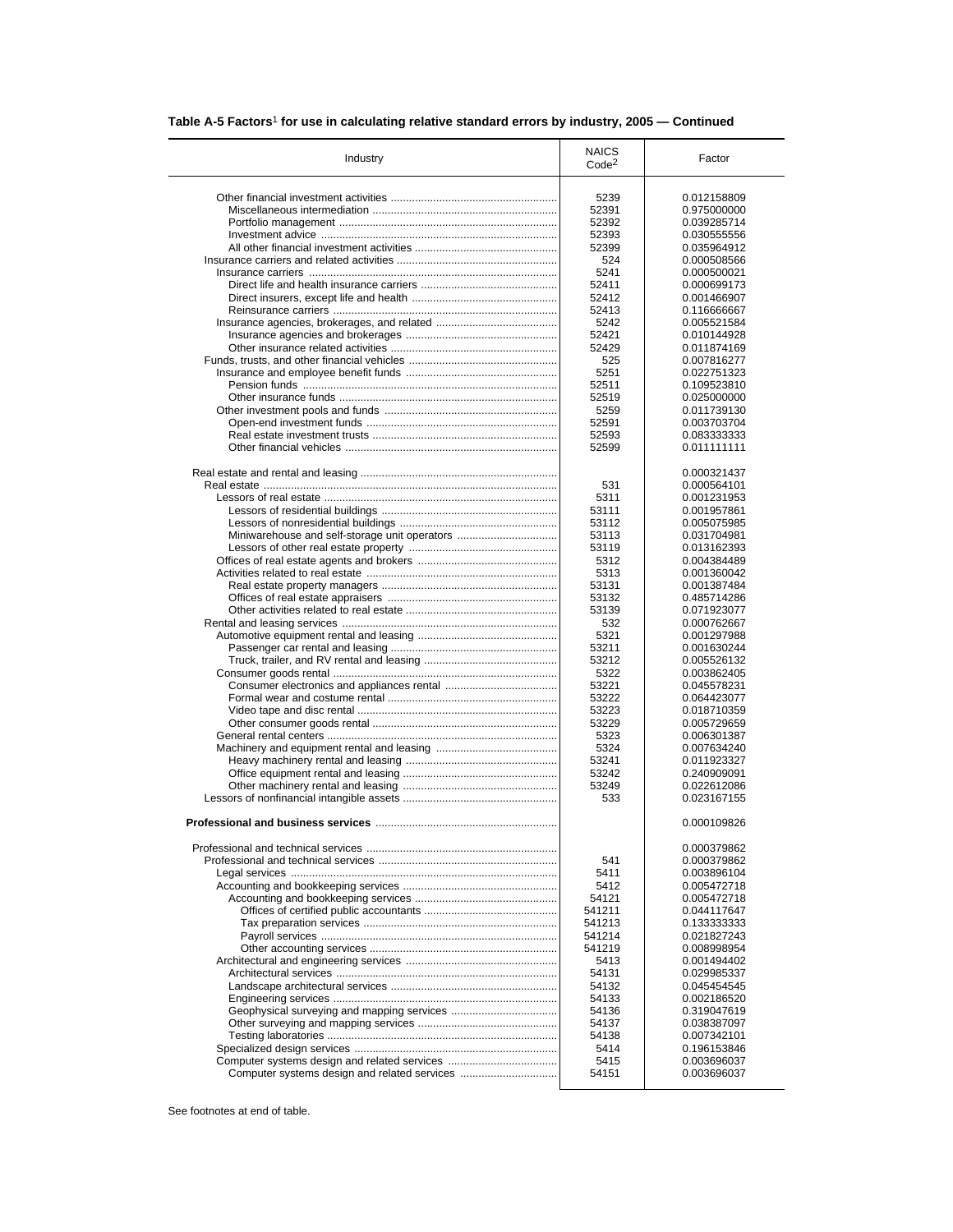**Table A-5 Factors[1] for use in calculating relative standard errors by industry, 2005 — Continued**

| Industry | NAICS Code[2] | Factor |
|---|---|---|
| Other financial investment activities | 5239 | 0.012158809 |
| Miscellaneous intermediation | 52391 | 0.975000000 |
| Portfolio management | 52392 | 0.039285714 |
| Investment advice | 52393 | 0.030555556 |
| All other financial investment activities | 52399 | 0.035964912 |
| Insurance carriers and related activities | 524 | 0.000508566 |
| Insurance carriers | 5241 | 0.000500021 |
| Direct life and health insurance carriers | 52411 | 0.000699173 |
| Direct insurers, except life and health | 52412 | 0.001466907 |
| Reinsurance carriers | 52413 | 0.116666667 |
| Insurance agencies, brokerages, and related | 5242 | 0.005521584 |
| Insurance agencies and brokerages | 52421 | 0.010144928 |
| Other insurance related activities | 52429 | 0.011874169 |
| Funds, trusts, and other financial vehicles | 525 | 0.007816277 |
| Insurance and employee benefit funds | 5251 | 0.022751323 |
| Pension funds | 52511 | 0.109523810 |
| Other insurance funds | 52519 | 0.025000000 |
| Other investment pools and funds | 5259 | 0.011739130 |
| Open-end investment funds | 52591 | 0.003703704 |
| Real estate investment trusts | 52593 | 0.083333333 |
| Other financial vehicles | 52599 | 0.011111111 |
| | | |
| Real estate and rental and leasing | | 0.000321437 |
| Real estate | 531 | 0.000564101 |
| Lessors of real estate | 5311 | 0.001231953 |
| Lessors of residential buildings | 53111 | 0.001957861 |
| Lessors of nonresidential buildings | 53112 | 0.005075985 |
| Miniwarehouse and self-storage unit operators | 53113 | 0.031704981 |
| Lessors of other real estate property | 53119 | 0.013162393 |
| Offices of real estate agents and brokers | 5312 | 0.004384489 |
| Activities related to real estate | 5313 | 0.001360042 |
| Real estate property managers | 53131 | 0.001387484 |
| Offices of real estate appraisers | 53132 | 0.485714286 |
| Other activities related to real estate | 53139 | 0.071923077 |
| Rental and leasing services | 532 | 0.000762667 |
| Automotive equipment rental and leasing | 5321 | 0.001297988 |
| Passenger car rental and leasing | 53211 | 0.001630244 |
| Truck, trailer, and RV rental and leasing | 53212 | 0.005526132 |
| Consumer goods rental | 5322 | 0.003862405 |
| Consumer electronics and appliances rental | 53221 | 0.045578231 |
| Formal wear and costume rental | 53222 | 0.064423077 |
| Video tape and disc rental | 53223 | 0.018710359 |
| Other consumer goods rental | 53229 | 0.005729659 |
| General rental centers | 5323 | 0.006301387 |
| Machinery and equipment rental and leasing | 5324 | 0.007634240 |
| Heavy machinery rental and leasing | 53241 | 0.011923327 |
| Office equipment rental and leasing | 53242 | 0.240909091 |
| Other machinery rental and leasing | 53249 | 0.022612086 |
| Lessors of nonfinancial intangible assets | 533 | 0.023167155 |
| | | |
| **Professional and business services** | | 0.000109826 |
| | | |
| Professional and technical services | | 0.000379862 |
| Professional and technical services | 541 | 0.000379862 |
| Legal services | 5411 | 0.003896104 |
| Accounting and bookkeeping services | 5412 | 0.005472718 |
| Accounting and bookkeeping services | 54121 | 0.005472718 |
| Offices of certified public accountants | 541211 | 0.044117647 |
| Tax preparation services | 541213 | 0.133333333 |
| Payroll services | 541214 | 0.021827243 |
| Other accounting services | 541219 | 0.008998954 |
| Architectural and engineering services | 5413 | 0.001494402 |
| Architectural services | 54131 | 0.029985337 |
| Landscape architectural services | 54132 | 0.045454545 |
| Engineering services | 54133 | 0.002186520 |
| Geophysical surveying and mapping services | 54136 | 0.319047619 |
| Other surveying and mapping services | 54137 | 0.038387097 |
| Testing laboratories | 54138 | 0.007342101 |
| Specialized design services | 5414 | 0.196153846 |
| Computer systems design and related services | 5415 | 0.003696037 |
| Computer systems design and related services | 54151 | 0.003696037 |

See footnotes at end of table.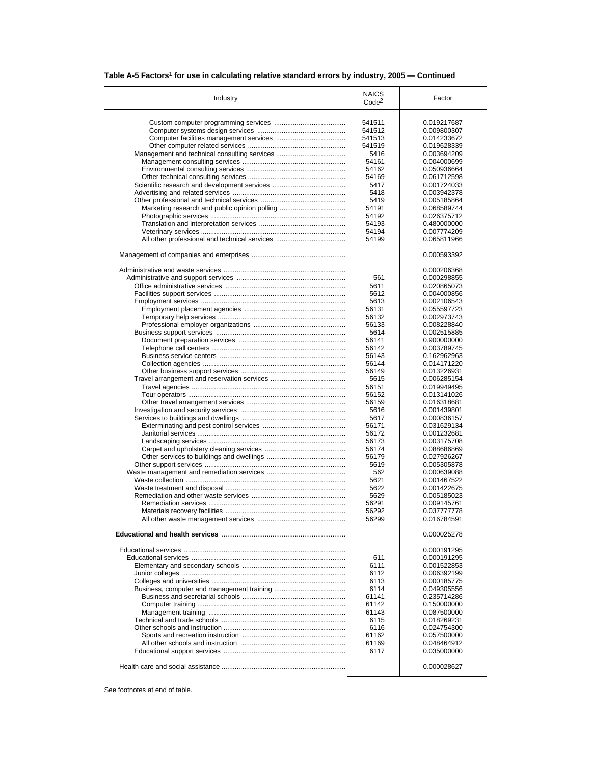**Table A-5 Factors[1] for use in calculating relative standard errors by industry, 2005 — Continued**

| Industry | NAICS Code[2] | Factor |
|---|---|---|
| Custom computer programming services | 541511 | 0.019217687 |
| Computer systems design services | 541512 | 0.009800307 |
| Computer facilities management services | 541513 | 0.014233672 |
| Other computer related services | 541519 | 0.019628339 |
| Management and technical consulting services | 5416 | 0.003694209 |
| Management consulting services | 54161 | 0.004000699 |
| Environmental consulting services | 54162 | 0.050936664 |
| Other technical consulting services | 54169 | 0.061712598 |
| Scientific research and development services | 5417 | 0.001724033 |
| Advertising and related services | 5418 | 0.003942378 |
| Other professional and technical services | 5419 | 0.005185864 |
| Marketing research and public opinion polling | 54191 | 0.068589744 |
| Photographic services | 54192 | 0.026375712 |
| Translation and interpretation services | 54193 | 0.480000000 |
| Veterinary services | 54194 | 0.007774209 |
| All other professional and technical services | 54199 | 0.065811966 |
| | | |
| Management of companies and enterprises | | 0.000593392 |
| | | |
| Administrative and waste services | | 0.000206368 |
| Administrative and support services | 561 | 0.000298855 |
| Office administrative services | 5611 | 0.020865073 |
| Facilities support services | 5612 | 0.004000856 |
| Employment services | 5613 | 0.002106543 |
| Employment placement agencies | 56131 | 0.055597723 |
| Temporary help services | 56132 | 0.002973743 |
| Professional employer organizations | 56133 | 0.008228840 |
| Business support services | 5614 | 0.002515885 |
| Document preparation services | 56141 | 0.900000000 |
| Telephone call centers | 56142 | 0.003789745 |
| Business service centers | 56143 | 0.162962963 |
| Collection agencies | 56144 | 0.014171220 |
| Other business support services | 56149 | 0.013226931 |
| Travel arrangement and reservation services | 5615 | 0.006285154 |
| Travel agencies | 56151 | 0.019949495 |
| Tour operators | 56152 | 0.013141026 |
| Other travel arrangement services | 56159 | 0.016318681 |
| Investigation and security services | 5616 | 0.001439801 |
| Services to buildings and dwellings | 5617 | 0.000836157 |
| Exterminating and pest control services | 56171 | 0.031629134 |
| Janitorial services | 56172 | 0.001232681 |
| Landscaping services | 56173 | 0.003175708 |
| Carpet and upholstery cleaning services | 56174 | 0.088686869 |
| Other services to buildings and dwellings | 56179 | 0.027926267 |
| Other support services | 5619 | 0.005305878 |
| Waste management and remediation services | 562 | 0.000639088 |
| Waste collection | 5621 | 0.001467522 |
| Waste treatment and disposal | 5622 | 0.001422675 |
| Remediation and other waste services | 5629 | 0.005185023 |
| Remediation services | 56291 | 0.009145761 |
| Materials recovery facilities | 56292 | 0.037777778 |
| All other waste management services | 56299 | 0.016784591 |
| | | |
| **Educational and health services** | | 0.000025278 |
| | | |
| Educational services | | 0.000191295 |
| Educational services | 611 | 0.000191295 |
| Elementary and secondary schools | 6111 | 0.001522853 |
| Junior colleges | 6112 | 0.006392199 |
| Colleges and universities | 6113 | 0.000185775 |
| Business, computer and management training | 6114 | 0.049305556 |
| Business and secretarial schools | 61141 | 0.235714286 |
| Computer training | 61142 | 0.150000000 |
| Management training | 61143 | 0.087500000 |
| Technical and trade schools | 6115 | 0.018269231 |
| Other schools and instruction | 6116 | 0.024754300 |
| Sports and recreation instruction | 61162 | 0.057500000 |
| All other schools and instruction | 61169 | 0.048464912 |
| Educational support services | 6117 | 0.035000000 |
| | | |
| Health care and social assistance | | 0.000028627 |

See footnotes at end of table.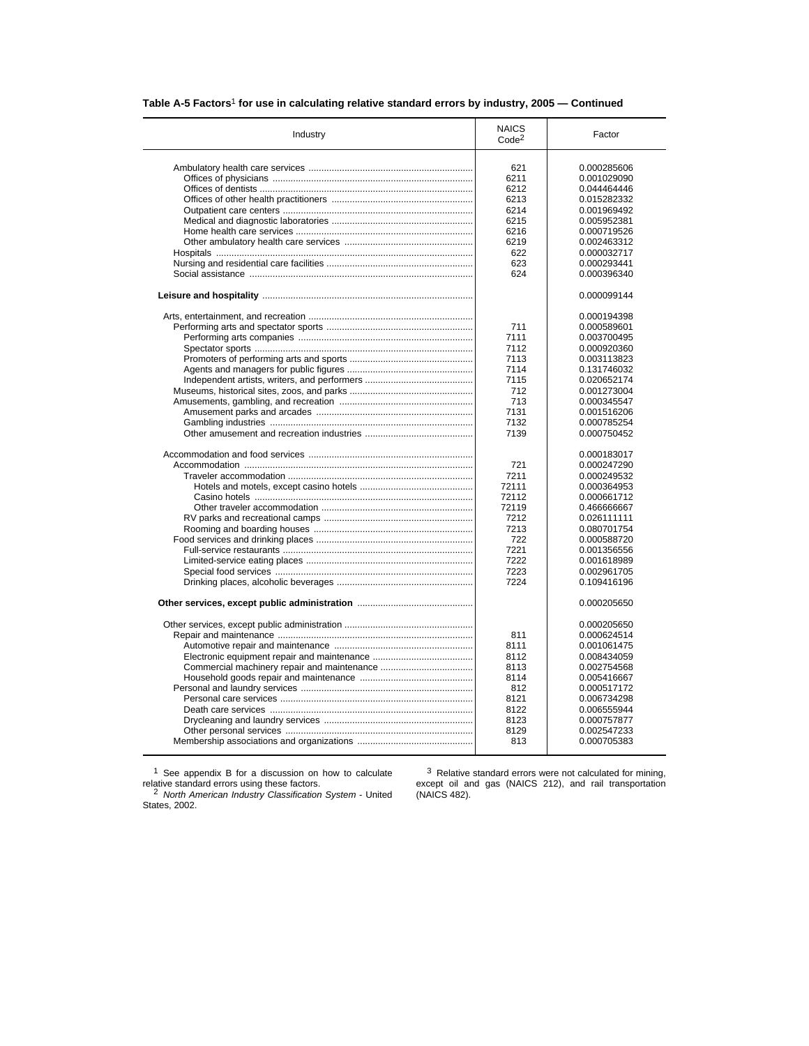**Table A-5 Factors[1] for use in calculating relative standard errors by industry, 2005 — Continued**

| Industry | NAICS Code[2] | Factor |
|---|---|---|
| Ambulatory health care services | 621 | 0.000285606 |
| Offices of physicians | 6211 | 0.001029090 |
| Offices of dentists | 6212 | 0.044464446 |
| Offices of other health practitioners | 6213 | 0.015282332 |
| Outpatient care centers | 6214 | 0.001969492 |
| Medical and diagnostic laboratories | 6215 | 0.005952381 |
| Home health care services | 6216 | 0.000719526 |
| Other ambulatory health care services | 6219 | 0.002463312 |
| Hospitals | 622 | 0.000032717 |
| Nursing and residential care facilities | 623 | 0.000293441 |
| Social assistance | 624 | 0.000396340 |
| **Leisure and hospitality** | | 0.000099144 |
| Arts, entertainment, and recreation | | 0.000194398 |
| Performing arts and spectator sports | 711 | 0.000589601 |
| Performing arts companies | 7111 | 0.003700495 |
| Spectator sports | 7112 | 0.000920360 |
| Promoters of performing arts and sports | 7113 | 0.003113823 |
| Agents and managers for public figures | 7114 | 0.131746032 |
| Independent artists, writers, and performers | 7115 | 0.020652174 |
| Museums, historical sites, zoos, and parks | 712 | 0.001273004 |
| Amusements, gambling, and recreation | 713 | 0.000345547 |
| Amusement parks and arcades | 7131 | 0.001516206 |
| Gambling industries | 7132 | 0.000785254 |
| Other amusement and recreation industries | 7139 | 0.000750452 |
| Accommodation and food services | | 0.000183017 |
| Accommodation | 721 | 0.000247290 |
| Traveler accommodation | 7211 | 0.000249532 |
| Hotels and motels, except casino hotels | 72111 | 0.000364953 |
| Casino hotels | 72112 | 0.000661712 |
| Other traveler accommodation | 72119 | 0.466666667 |
| RV parks and recreational camps | 7212 | 0.026111111 |
| Rooming and boarding houses | 7213 | 0.080701754 |
| Food services and drinking places | 722 | 0.000588720 |
| Full-service restaurants | 7221 | 0.001356556 |
| Limited-service eating places | 7222 | 0.001618989 |
| Special food services | 7223 | 0.002961705 |
| Drinking places, alcoholic beverages | 7224 | 0.109416196 |
| **Other services, except public administration** | | 0.000205650 |
| Other services, except public administration | | 0.000205650 |
| Repair and maintenance | 811 | 0.000624514 |
| Automotive repair and maintenance | 8111 | 0.001061475 |
| Electronic equipment repair and maintenance | 8112 | 0.008434059 |
| Commercial machinery repair and maintenance | 8113 | 0.002754568 |
| Household goods repair and maintenance | 8114 | 0.005416667 |
| Personal and laundry services | 812 | 0.000517172 |
| Personal care services | 8121 | 0.006734298 |
| Death care services | 8122 | 0.006555944 |
| Drycleaning and laundry services | 8123 | 0.000757877 |
| Other personal services | 8129 | 0.002547233 |
| Membership associations and organizations | 813 | 0.000705383 |

[1] See appendix B for a discussion on how to calculate relative standard errors using these factors.

[2] *North American Industry Classification System* - United States, 2002.

[3] Relative standard errors were not calculated for mining, except oil and gas (NAICS 212), and rail transportation (NAICS 482).